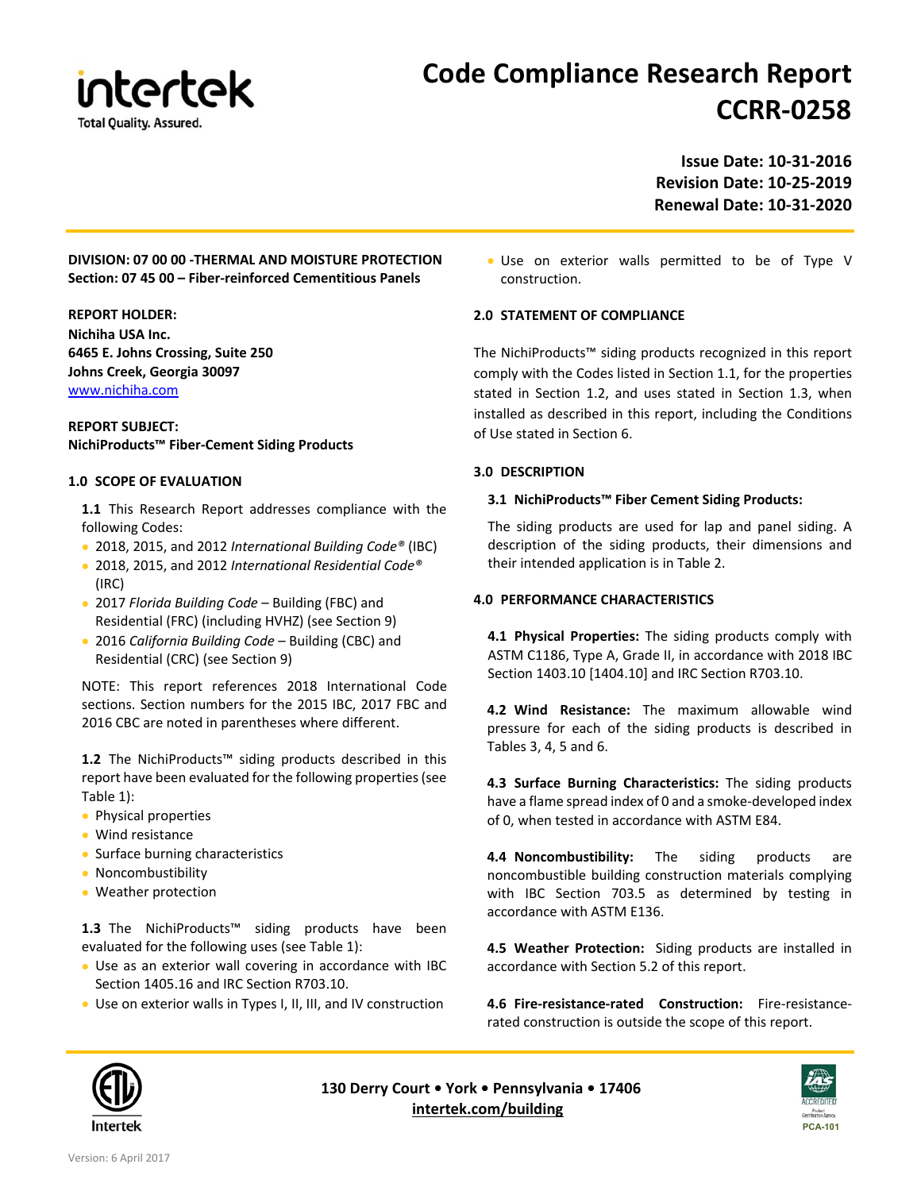# Code Compliance Research Report CCRR-0258

**Issue Date: 10-31-2016**
**Revision Date: 10-25-2019**
**Renewal Date: 10-31-2020**

**DIVISION: 07 00 00 -THERMAL AND MOISTURE PROTECTION**
**Section: 07 45 00 – Fiber-reinforced Cementitious Panels**

**REPORT HOLDER:**
**Nichiha USA Inc.**
**6465 E. Johns Crossing, Suite 250**
**Johns Creek, Georgia 30097**
www.nichiha.com

**REPORT SUBJECT:**
**NichiProducts™ Fiber-Cement Siding Products**

## 1.0 SCOPE OF EVALUATION

**1.1** This Research Report addresses compliance with the following Codes:

- 2018, 2015, and 2012 *International Building Code®* (IBC)
- 2018, 2015, and 2012 *International Residential Code®* (IRC)
- 2017 *Florida Building Code* – Building (FBC) and Residential (FRC) (including HVHZ) (see Section 9)
- 2016 *California Building Code* – Building (CBC) and Residential (CRC) (see Section 9)

NOTE: This report references 2018 International Code sections. Section numbers for the 2015 IBC, 2017 FBC and 2016 CBC are noted in parentheses where different.

**1.2** The NichiProducts™ siding products described in this report have been evaluated for the following properties (see Table 1):

- Physical properties
- Wind resistance
- Surface burning characteristics
- Noncombustibility
- Weather protection

**1.3** The NichiProducts™ siding products have been evaluated for the following uses (see Table 1):

- Use as an exterior wall covering in accordance with IBC Section 1405.16 and IRC Section R703.10.
- Use on exterior walls in Types I, II, III, and IV construction
- Use on exterior walls permitted to be of Type V construction.

## 2.0 STATEMENT OF COMPLIANCE

The NichiProducts™ siding products recognized in this report comply with the Codes listed in Section 1.1, for the properties stated in Section 1.2, and uses stated in Section 1.3, when installed as described in this report, including the Conditions of Use stated in Section 6.

## 3.0 DESCRIPTION

### 3.1 NichiProducts™ Fiber Cement Siding Products:

The siding products are used for lap and panel siding. A description of the siding products, their dimensions and their intended application is in Table 2.

## 4.0 PERFORMANCE CHARACTERISTICS

**4.1 Physical Properties:** The siding products comply with ASTM C1186, Type A, Grade II, in accordance with 2018 IBC Section 1403.10 [1404.10] and IRC Section R703.10.

**4.2 Wind Resistance:** The maximum allowable wind pressure for each of the siding products is described in Tables 3, 4, 5 and 6.

**4.3 Surface Burning Characteristics:** The siding products have a flame spread index of 0 and a smoke-developed index of 0, when tested in accordance with ASTM E84.

**4.4 Noncombustibility:** The siding products are noncombustible building construction materials complying with IBC Section 703.5 as determined by testing in accordance with ASTM E136.

**4.5 Weather Protection:** Siding products are installed in accordance with Section 5.2 of this report.

**4.6 Fire-resistance-rated Construction:** Fire-resistance-rated construction is outside the scope of this report.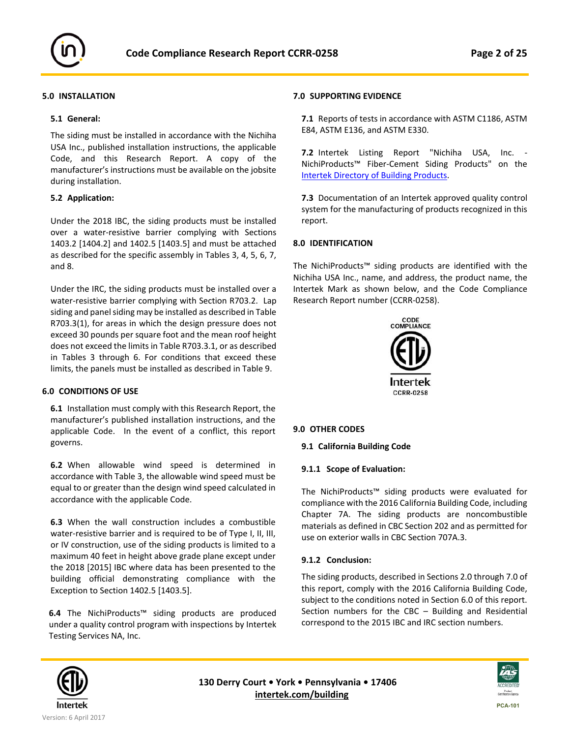## 5.0 INSTALLATION

### 5.1 General:

The siding must be installed in accordance with the Nichiha USA Inc., published installation instructions, the applicable Code, and this Research Report. A copy of the manufacturer's instructions must be available on the jobsite during installation.

### 5.2 Application:

Under the 2018 IBC, the siding products must be installed over a water-resistive barrier complying with Sections 1403.2 [1404.2] and 1402.5 [1403.5] and must be attached as described for the specific assembly in Tables 3, 4, 5, 6, 7, and 8.

Under the IRC, the siding products must be installed over a water-resistive barrier complying with Section R703.2. Lap siding and panel siding may be installed as described in Table R703.3(1), for areas in which the design pressure does not exceed 30 pounds per square foot and the mean roof height does not exceed the limits in Table R703.3.1, or as described in Tables 3 through 6. For conditions that exceed these limits, the panels must be installed as described in Table 9.

## 6.0 CONDITIONS OF USE

**6.1** Installation must comply with this Research Report, the manufacturer's published installation instructions, and the applicable Code. In the event of a conflict, this report governs.

**6.2** When allowable wind speed is determined in accordance with Table 3, the allowable wind speed must be equal to or greater than the design wind speed calculated in accordance with the applicable Code.

**6.3** When the wall construction includes a combustible water-resistive barrier and is required to be of Type I, II, III, or IV construction, use of the siding products is limited to a maximum 40 feet in height above grade plane except under the 2018 [2015] IBC where data has been presented to the building official demonstrating compliance with the Exception to Section 1402.5 [1403.5].

**6.4** The NichiProducts™ siding products are produced under a quality control program with inspections by Intertek Testing Services NA, Inc.

## 7.0 SUPPORTING EVIDENCE

**7.1** Reports of tests in accordance with ASTM C1186, ASTM E84, ASTM E136, and ASTM E330.

**7.2** Intertek Listing Report "Nichiha USA, Inc. - NichiProducts™ Fiber-Cement Siding Products" on the Intertek Directory of Building Products.

**7.3** Documentation of an Intertek approved quality control system for the manufacturing of products recognized in this report.

## 8.0 IDENTIFICATION

The NichiProducts™ siding products are identified with the Nichiha USA Inc., name, and address, the product name, the Intertek Mark as shown below, and the Code Compliance Research Report number (CCRR-0258).

CODE COMPLIANCE
Intertek
CCRR-0258

## 9.0 OTHER CODES

### 9.1 California Building Code

#### 9.1.1 Scope of Evaluation:

The NichiProducts™ siding products were evaluated for compliance with the 2016 California Building Code, including Chapter 7A. The siding products are noncombustible materials as defined in CBC Section 202 and as permitted for use on exterior walls in CBC Section 707A.3.

#### 9.1.2 Conclusion:

The siding products, described in Sections 2.0 through 7.0 of this report, comply with the 2016 California Building Code, subject to the conditions noted in Section 6.0 of this report. Section numbers for the CBC – Building and Residential correspond to the 2015 IBC and IRC section numbers.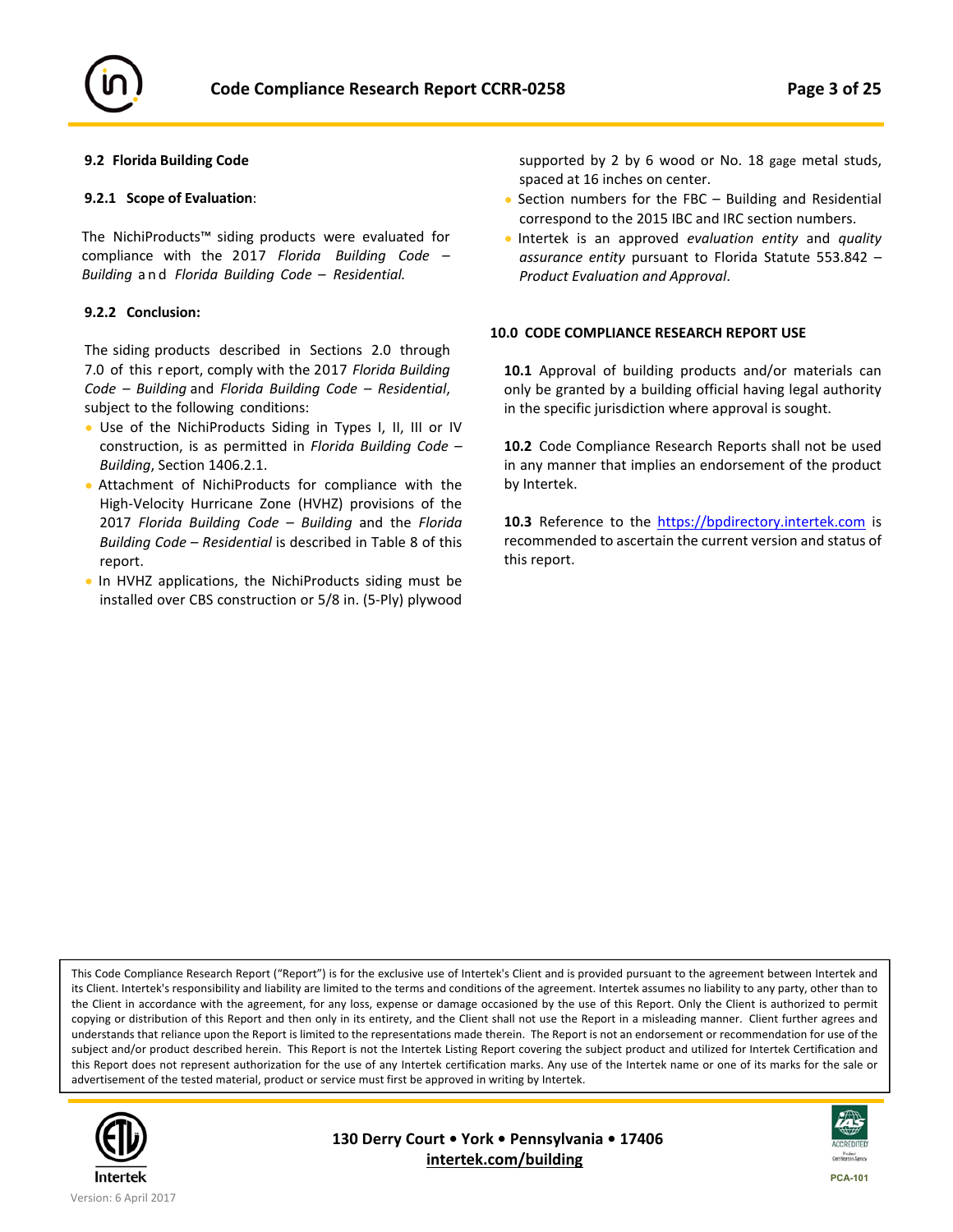### 9.2 Florida Building Code

#### 9.2.1 Scope of Evaluation:

The NichiProducts™ siding products were evaluated for compliance with the 2017 *Florida Building Code – Building* and *Florida Building Code – Residential.*

#### 9.2.2 Conclusion:

The siding products described in Sections 2.0 through 7.0 of this report, comply with the 2017 *Florida Building Code – Building* and *Florida Building Code – Residential*, subject to the following conditions:

- Use of the NichiProducts Siding in Types I, II, III or IV construction, is as permitted in *Florida Building Code – Building*, Section 1406.2.1.
- Attachment of NichiProducts for compliance with the High-Velocity Hurricane Zone (HVHZ) provisions of the 2017 *Florida Building Code – Building* and the *Florida Building Code – Residential* is described in Table 8 of this report.
- In HVHZ applications, the NichiProducts siding must be installed over CBS construction or 5/8 in. (5-Ply) plywood supported by 2 by 6 wood or No. 18 gage metal studs, spaced at 16 inches on center.
- Section numbers for the FBC – Building and Residential correspond to the 2015 IBC and IRC section numbers.
- Intertek is an approved *evaluation entity* and *quality assurance entity* pursuant to Florida Statute 553.842 – *Product Evaluation and Approval*.

## 10.0 CODE COMPLIANCE RESEARCH REPORT USE

**10.1** Approval of building products and/or materials can only be granted by a building official having legal authority in the specific jurisdiction where approval is sought.

**10.2** Code Compliance Research Reports shall not be used in any manner that implies an endorsement of the product by Intertek.

**10.3** Reference to the https://bpdirectory.intertek.com is recommended to ascertain the current version and status of this report.

This Code Compliance Research Report ("Report") is for the exclusive use of Intertek's Client and is provided pursuant to the agreement between Intertek and its Client. Intertek's responsibility and liability are limited to the terms and conditions of the agreement. Intertek assumes no liability to any party, other than to the Client in accordance with the agreement, for any loss, expense or damage occasioned by the use of this Report. Only the Client is authorized to permit copying or distribution of this Report and then only in its entirety, and the Client shall not use the Report in a misleading manner. Client further agrees and understands that reliance upon the Report is limited to the representations made therein. The Report is not an endorsement or recommendation for use of the subject and/or product described herein. This Report is not the Intertek Listing Report covering the subject product and utilized for Intertek Certification and this Report does not represent authorization for the use of any Intertek certification marks. Any use of the Intertek name or one of its marks for the sale or advertisement of the tested material, product or service must first be approved in writing by Intertek.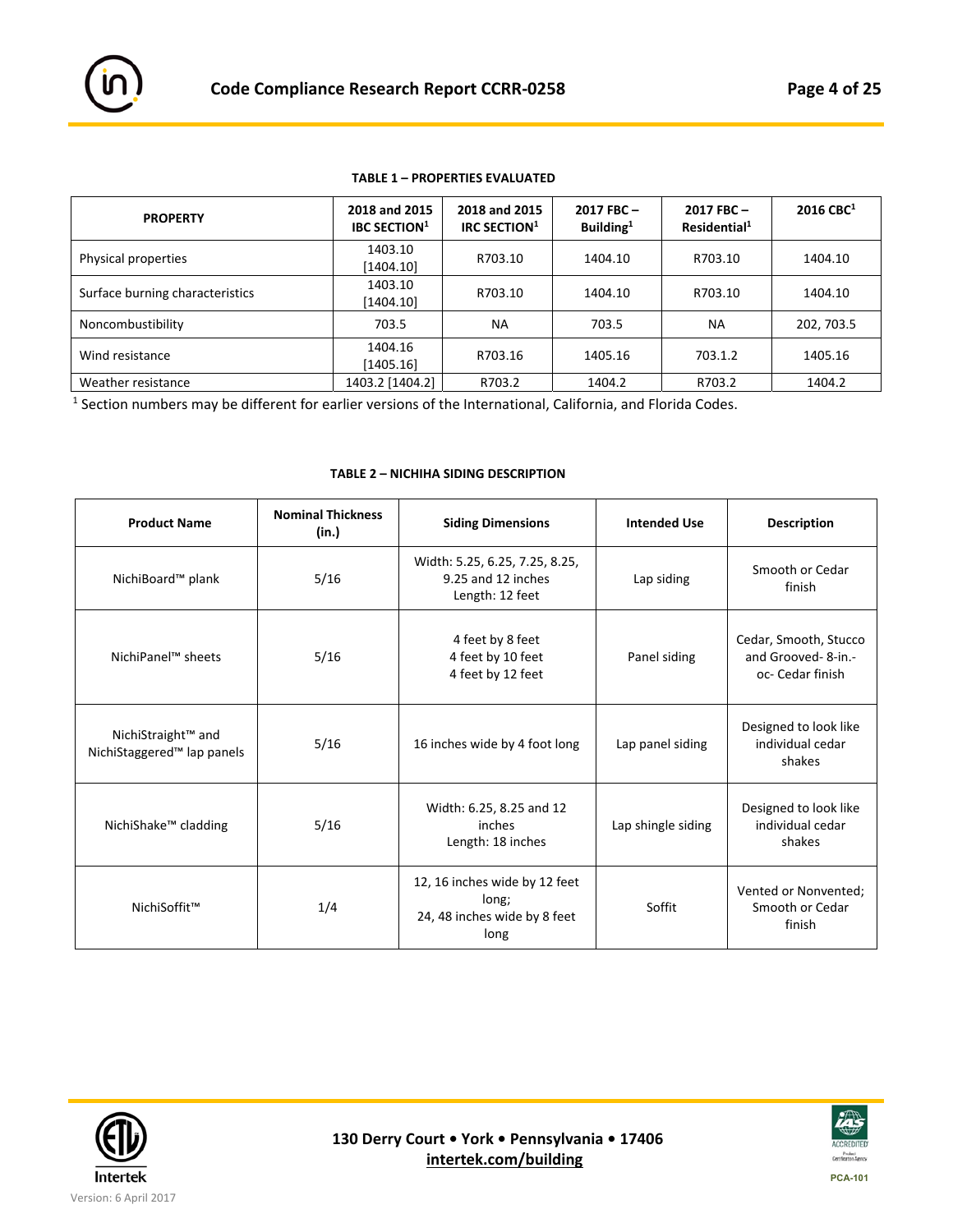**TABLE 1 – PROPERTIES EVALUATED**

| PROPERTY | 2018 and 2015 IBC SECTION[1] | 2018 and 2015 IRC SECTION[1] | 2017 FBC – Building[1] | 2017 FBC – Residential[1] | 2016 CBC[1] |
|---|---|---|---|---|---|
| Physical properties | 1403.10 [1404.10] | R703.10 | 1404.10 | R703.10 | 1404.10 |
| Surface burning characteristics | 1403.10 [1404.10] | R703.10 | 1404.10 | R703.10 | 1404.10 |
| Noncombustibility | 703.5 | NA | 703.5 | NA | 202, 703.5 |
| Wind resistance | 1404.16 [1405.16] | R703.16 | 1405.16 | 703.1.2 | 1405.16 |
| Weather resistance | 1403.2 [1404.2] | R703.2 | 1404.2 | R703.2 | 1404.2 |

[1] Section numbers may be different for earlier versions of the International, California, and Florida Codes.

**TABLE 2 – NICHIHA SIDING DESCRIPTION**

| Product Name | Nominal Thickness (in.) | Siding Dimensions | Intended Use | Description |
|---|---|---|---|---|
| NichiBoard™ plank | 5/16 | Width: 5.25, 6.25, 7.25, 8.25, 9.25 and 12 inches<br>Length: 12 feet | Lap siding | Smooth or Cedar finish |
| NichiPanel™ sheets | 5/16 | 4 feet by 8 feet<br>4 feet by 10 feet<br>4 feet by 12 feet | Panel siding | Cedar, Smooth, Stucco and Grooved- 8-in.-oc- Cedar finish |
| NichiStraight™ and NichiStaggered™ lap panels | 5/16 | 16 inches wide by 4 foot long | Lap panel siding | Designed to look like individual cedar shakes |
| NichiShake™ cladding | 5/16 | Width: 6.25, 8.25 and 12 inches<br>Length: 18 inches | Lap shingle siding | Designed to look like individual cedar shakes |
| NichiSoffit™ | 1/4 | 12, 16 inches wide by 12 feet long;<br>24, 48 inches wide by 8 feet long | Soffit | Vented or Nonvented; Smooth or Cedar finish |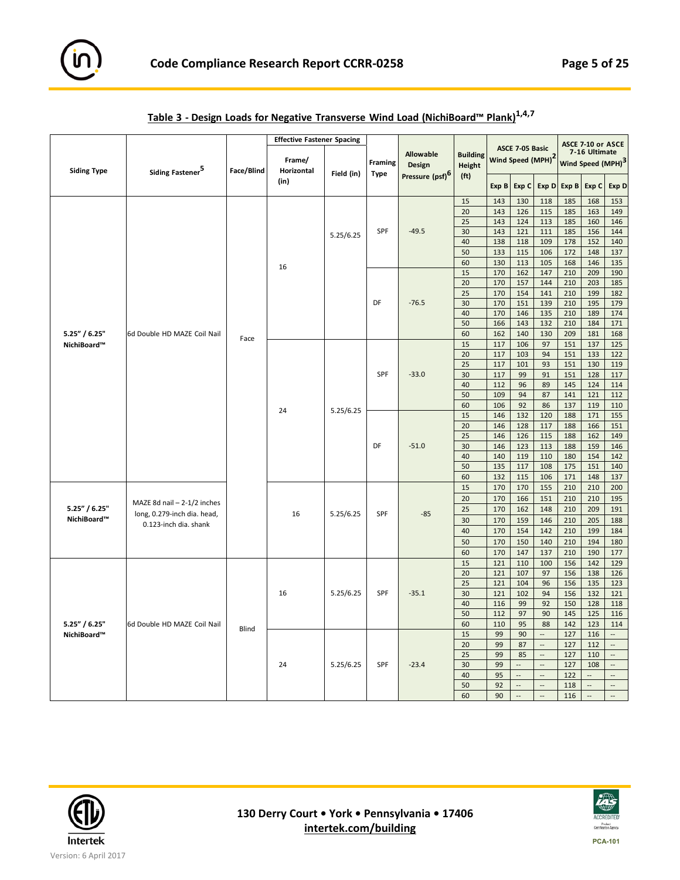## Table 3 - Design Loads for Negative Transverse Wind Load (NichiBoard™ Plank)[1,4,7]

| Siding Type | Siding Fastener[5] | Face/Blind | Effective Fastener Spacing | | Framing Type | Allowable Design Pressure (psf)[6] | Building Height (ft) | ASCE 7-05 Basic Wind Speed (MPH)[2] | | | ASCE 7-10 or ASCE 7-16 Ultimate Wind Speed (MPH)[3] | | |
|---|---|---|---|---|---|---|---|---|---|---|---|---|---|
| | | | Frame/ Horizontal (in) | Field (in) | | | | Exp B | Exp C | Exp D | Exp B | Exp C | Exp D |
| 5.25" / 6.25" NichiBoard™ | 6d Double HD MAZE Coil Nail | Face | 16 | 5.25/6.25 | SPF | -49.5 | 15 | 143 | 130 | 118 | 185 | 168 | 153 |
| | | | | | | | 20 | 143 | 126 | 115 | 185 | 163 | 149 |
| | | | | | | | 25 | 143 | 124 | 113 | 185 | 160 | 146 |
| | | | | | | | 30 | 143 | 121 | 111 | 185 | 156 | 144 |
| | | | | | | | 40 | 138 | 118 | 109 | 178 | 152 | 140 |
| | | | | | | | 50 | 133 | 115 | 106 | 172 | 148 | 137 |
| | | | | | | | 60 | 130 | 113 | 105 | 168 | 146 | 135 |
| | | | | | DF | -76.5 | 15 | 170 | 162 | 147 | 210 | 209 | 190 |
| | | | | | | | 20 | 170 | 157 | 144 | 210 | 203 | 185 |
| | | | | | | | 25 | 170 | 154 | 141 | 210 | 199 | 182 |
| | | | | | | | 30 | 170 | 151 | 139 | 210 | 195 | 179 |
| | | | | | | | 40 | 170 | 146 | 135 | 210 | 189 | 174 |
| | | | | | | | 50 | 166 | 143 | 132 | 210 | 184 | 171 |
| | | | | | | | 60 | 162 | 140 | 130 | 209 | 181 | 168 |
| | | | 24 | 5.25/6.25 | SPF | -33.0 | 15 | 117 | 106 | 97 | 151 | 137 | 125 |
| | | | | | | | 20 | 117 | 103 | 94 | 151 | 133 | 122 |
| | | | | | | | 25 | 117 | 101 | 93 | 151 | 130 | 119 |
| | | | | | | | 30 | 117 | 99 | 91 | 151 | 128 | 117 |
| | | | | | | | 40 | 112 | 96 | 89 | 145 | 124 | 114 |
| | | | | | | | 50 | 109 | 94 | 87 | 141 | 121 | 112 |
| | | | | | | | 60 | 106 | 92 | 86 | 137 | 119 | 110 |
| | | | | | DF | -51.0 | 15 | 146 | 132 | 120 | 188 | 171 | 155 |
| | | | | | | | 20 | 146 | 128 | 117 | 188 | 166 | 151 |
| | | | | | | | 25 | 146 | 126 | 115 | 188 | 162 | 149 |
| | | | | | | | 30 | 146 | 123 | 113 | 188 | 159 | 146 |
| | | | | | | | 40 | 140 | 119 | 110 | 180 | 154 | 142 |
| | | | | | | | 50 | 135 | 117 | 108 | 175 | 151 | 140 |
| | | | | | | | 60 | 132 | 115 | 106 | 171 | 148 | 137 |
| 5.25" / 6.25" NichiBoard™ | MAZE 8d nail – 2-1/2 inches long, 0.279-inch dia. head, 0.123-inch dia. shank | Face | 16 | 5.25/6.25 | SPF | -85 | 15 | 170 | 170 | 155 | 210 | 210 | 200 |
| | | | | | | | 20 | 170 | 166 | 151 | 210 | 210 | 195 |
| | | | | | | | 25 | 170 | 162 | 148 | 210 | 209 | 191 |
| | | | | | | | 30 | 170 | 159 | 146 | 210 | 205 | 188 |
| | | | | | | | 40 | 170 | 154 | 142 | 210 | 199 | 184 |
| | | | | | | | 50 | 170 | 150 | 140 | 210 | 194 | 180 |
| | | | | | | | 60 | 170 | 147 | 137 | 210 | 190 | 177 |
| 5.25" / 6.25" NichiBoard™ | 6d Double HD MAZE Coil Nail | Blind | 16 | 5.25/6.25 | SPF | -35.1 | 15 | 121 | 110 | 100 | 156 | 142 | 129 |
| | | | | | | | 20 | 121 | 107 | 97 | 156 | 138 | 126 |
| | | | | | | | 25 | 121 | 104 | 96 | 156 | 135 | 123 |
| | | | | | | | 30 | 121 | 102 | 94 | 156 | 132 | 121 |
| | | | | | | | 40 | 116 | 99 | 92 | 150 | 128 | 118 |
| | | | | | | | 50 | 112 | 97 | 90 | 145 | 125 | 116 |
| | | | | | | | 60 | 110 | 95 | 88 | 142 | 123 | 114 |
| | | | 24 | 5.25/6.25 | SPF | -23.4 | 15 | 99 | 90 | -- | 127 | 116 | -- |
| | | | | | | | 20 | 99 | 87 | -- | 127 | 112 | -- |
| | | | | | | | 25 | 99 | 85 | -- | 127 | 110 | -- |
| | | | | | | | 30 | 99 | -- | -- | 127 | 108 | -- |
| | | | | | | | 40 | 95 | -- | -- | 122 | -- | -- |
| | | | | | | | 50 | 92 | -- | -- | 118 | -- | -- |
| | | | | | | | 60 | 90 | -- | -- | 116 | -- | -- |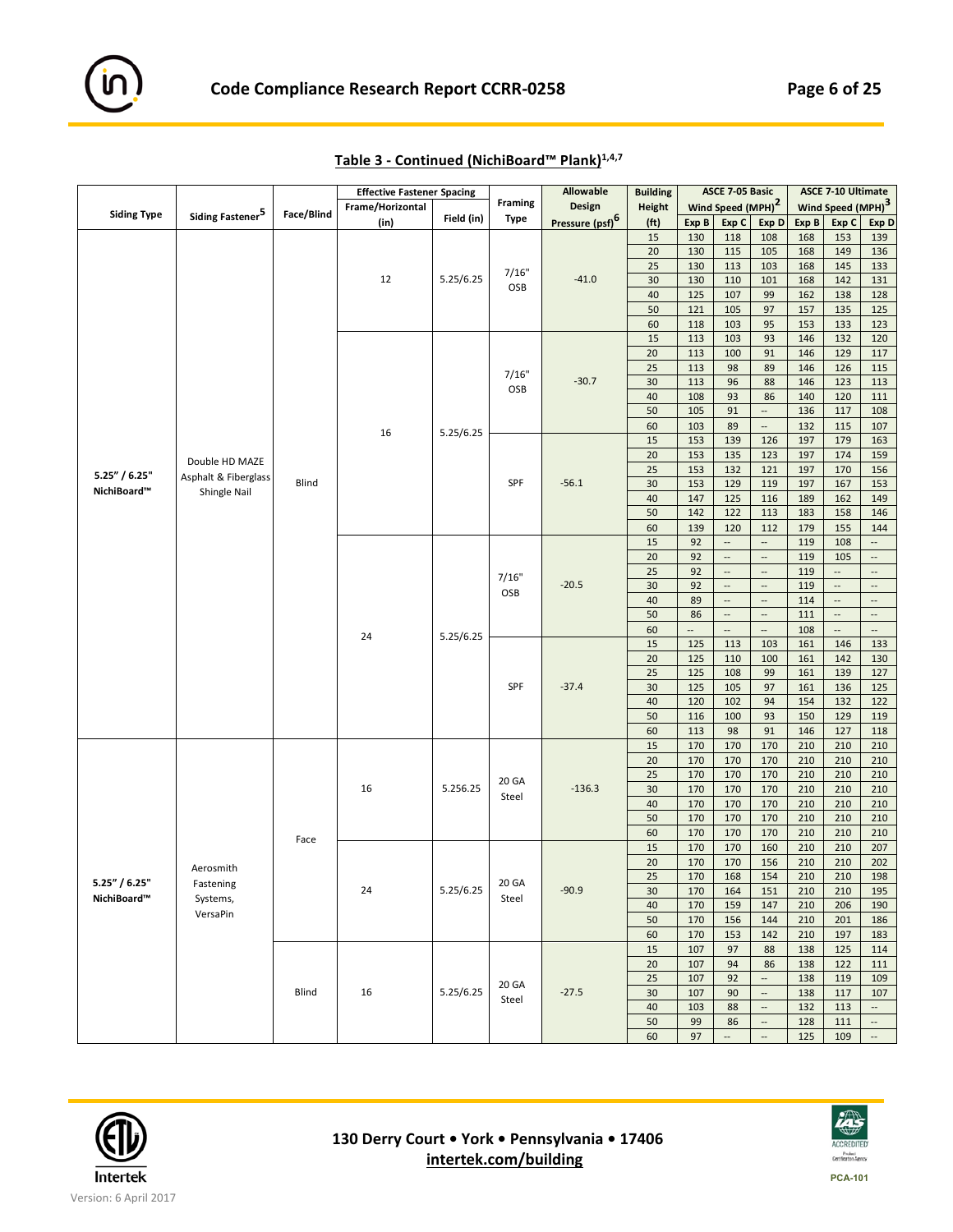## Table 3 - Continued (NichiBoard™ Plank)[1,4,7]

| Siding Type | Siding Fastener[5] | Face/Blind | Effective Fastener Spacing | | Framing Type | Allowable Design Pressure (psf)[6] | Building Height (ft) | ASCE 7-05 Basic Wind Speed (MPH)[2] | | | ASCE 7-10 Ultimate Wind Speed (MPH)[3] | | |
|---|---|---|---|---|---|---|---|---|---|---|---|---|---|
| | | | Frame/Horizontal (in) | Field (in) | | | | Exp B | Exp C | Exp D | Exp B | Exp C | Exp D |
| 5.25" / 6.25" NichiBoard™ | Double HD MAZE Asphalt & Fiberglass Shingle Nail | Blind | 12 | 5.25/6.25 | 7/16" OSB | -41.0 | 15 | 130 | 118 | 108 | 168 | 153 | 139 |
| | | | | | | | 20 | 130 | 115 | 105 | 168 | 149 | 136 |
| | | | | | | | 25 | 130 | 113 | 103 | 168 | 145 | 133 |
| | | | | | | | 30 | 130 | 110 | 101 | 168 | 142 | 131 |
| | | | | | | | 40 | 125 | 107 | 99 | 162 | 138 | 128 |
| | | | | | | | 50 | 121 | 105 | 97 | 157 | 135 | 125 |
| | | | | | | | 60 | 118 | 103 | 95 | 153 | 133 | 123 |
| | | | 16 | 5.25/6.25 | 7/16" OSB | -30.7 | 15 | 113 | 103 | 93 | 146 | 132 | 120 |
| | | | | | | | 20 | 113 | 100 | 91 | 146 | 129 | 117 |
| | | | | | | | 25 | 113 | 98 | 89 | 146 | 126 | 115 |
| | | | | | | | 30 | 113 | 96 | 88 | 146 | 123 | 113 |
| | | | | | | | 40 | 108 | 93 | 86 | 140 | 120 | 111 |
| | | | | | | | 50 | 105 | 91 | -- | 136 | 117 | 108 |
| | | | | | | | 60 | 103 | 89 | -- | 132 | 115 | 107 |
| | | | | | SPF | -56.1 | 15 | 153 | 139 | 126 | 197 | 179 | 163 |
| | | | | | | | 20 | 153 | 135 | 123 | 197 | 174 | 159 |
| | | | | | | | 25 | 153 | 132 | 121 | 197 | 170 | 156 |
| | | | | | | | 30 | 153 | 129 | 119 | 197 | 167 | 153 |
| | | | | | | | 40 | 147 | 125 | 116 | 189 | 162 | 149 |
| | | | | | | | 50 | 142 | 122 | 113 | 183 | 158 | 146 |
| | | | | | | | 60 | 139 | 120 | 112 | 179 | 155 | 144 |
| | | | 24 | 5.25/6.25 | 7/16" OSB | -20.5 | 15 | 92 | -- | -- | 119 | 108 | -- |
| | | | | | | | 20 | 92 | -- | -- | 119 | 105 | -- |
| | | | | | | | 25 | 92 | -- | -- | 119 | -- | -- |
| | | | | | | | 30 | 92 | -- | -- | 119 | -- | -- |
| | | | | | | | 40 | 89 | -- | -- | 114 | -- | -- |
| | | | | | | | 50 | 86 | -- | -- | 111 | -- | -- |
| | | | | | | | 60 | -- | -- | -- | 108 | -- | -- |
| | | | | | SPF | -37.4 | 15 | 125 | 113 | 103 | 161 | 146 | 133 |
| | | | | | | | 20 | 125 | 110 | 100 | 161 | 142 | 130 |
| | | | | | | | 25 | 125 | 108 | 99 | 161 | 139 | 127 |
| | | | | | | | 30 | 125 | 105 | 97 | 161 | 136 | 125 |
| | | | | | | | 40 | 120 | 102 | 94 | 154 | 132 | 122 |
| | | | | | | | 50 | 116 | 100 | 93 | 150 | 129 | 119 |
| | | | | | | | 60 | 113 | 98 | 91 | 146 | 127 | 118 |
| 5.25" / 6.25" NichiBoard™ | Aerosmith Fastening Systems, VersaPin | Face | 16 | 5.256.25 | 20 GA Steel | -136.3 | 15 | 170 | 170 | 170 | 210 | 210 | 210 |
| | | | | | | | 20 | 170 | 170 | 170 | 210 | 210 | 210 |
| | | | | | | | 25 | 170 | 170 | 170 | 210 | 210 | 210 |
| | | | | | | | 30 | 170 | 170 | 170 | 210 | 210 | 210 |
| | | | | | | | 40 | 170 | 170 | 170 | 210 | 210 | 210 |
| | | | | | | | 50 | 170 | 170 | 170 | 210 | 210 | 210 |
| | | | | | | | 60 | 170 | 170 | 170 | 210 | 210 | 210 |
| | | | 24 | 5.25/6.25 | 20 GA Steel | -90.9 | 15 | 170 | 170 | 160 | 210 | 210 | 207 |
| | | | | | | | 20 | 170 | 170 | 156 | 210 | 210 | 202 |
| | | | | | | | 25 | 170 | 168 | 154 | 210 | 210 | 198 |
| | | | | | | | 30 | 170 | 164 | 151 | 210 | 210 | 195 |
| | | | | | | | 40 | 170 | 159 | 147 | 210 | 206 | 190 |
| | | | | | | | 50 | 170 | 156 | 144 | 210 | 201 | 186 |
| | | | | | | | 60 | 170 | 153 | 142 | 210 | 197 | 183 |
| | | Blind | 16 | 5.25/6.25 | 20 GA Steel | -27.5 | 15 | 107 | 97 | 88 | 138 | 125 | 114 |
| | | | | | | | 20 | 107 | 94 | 86 | 138 | 122 | 111 |
| | | | | | | | 25 | 107 | 92 | -- | 138 | 119 | 109 |
| | | | | | | | 30 | 107 | 90 | -- | 138 | 117 | 107 |
| | | | | | | | 40 | 103 | 88 | -- | 132 | 113 | -- |
| | | | | | | | 50 | 99 | 86 | -- | 128 | 111 | -- |
| | | | | | | | 60 | 97 | -- | -- | 125 | 109 | -- |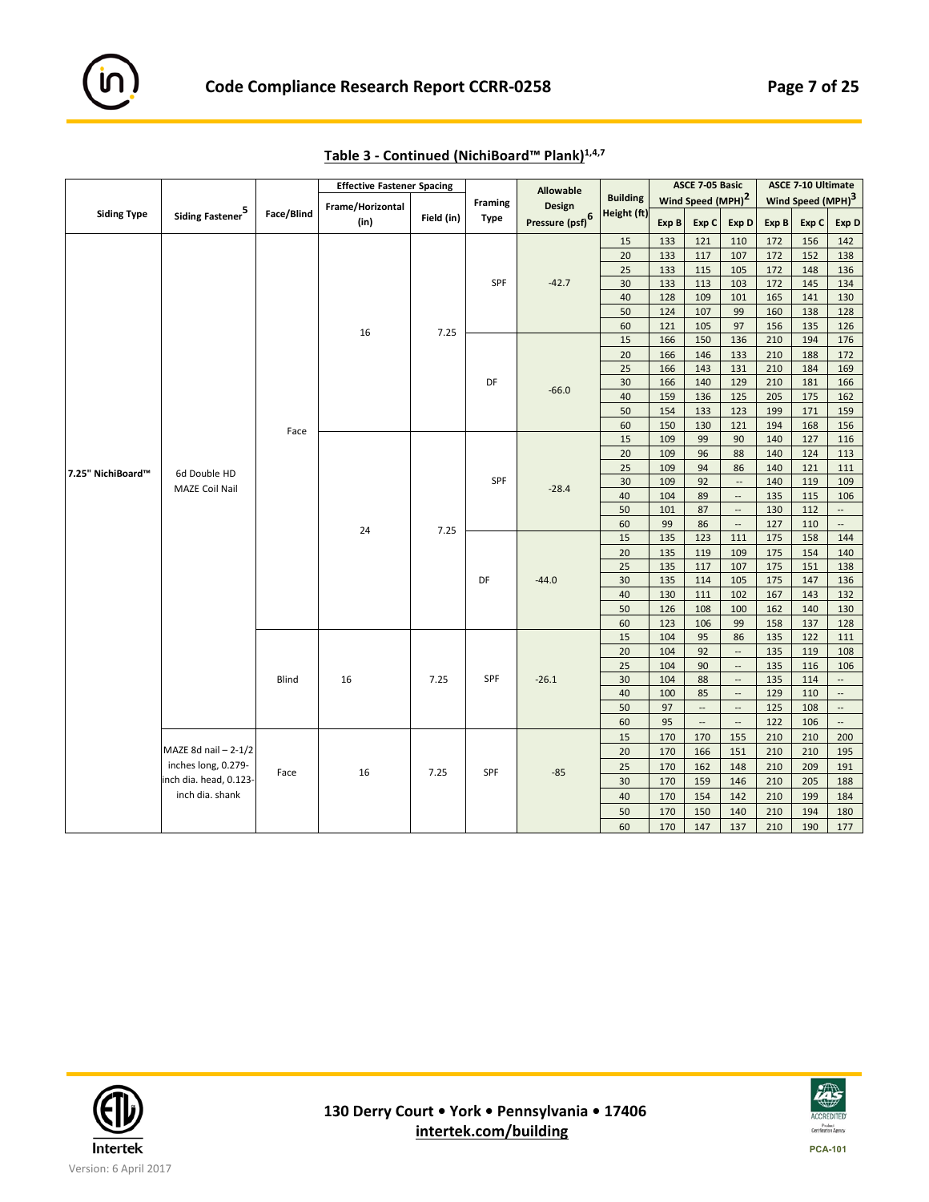## Table 3 - Continued (NichiBoard™ Plank)[1,4,7]

| Siding Type | Siding Fastener[5] | Face/Blind | Effective Fastener Spacing | | Framing Type | Allowable Design Pressure (psf)[6] | Building Height (ft) | ASCE 7-05 Basic Wind Speed (MPH)[2] | | | ASCE 7-10 Ultimate Wind Speed (MPH)[3] | | |
|---|---|---|---|---|---|---|---|---|---|---|---|---|---|
| | | | Frame/Horizontal (in) | Field (in) | | | | Exp B | Exp C | Exp D | Exp B | Exp C | Exp D |
| 7.25" NichiBoard™ | 6d Double HD MAZE Coil Nail | Face | 16 | 7.25 | SPF | -42.7 | 15 | 133 | 121 | 110 | 172 | 156 | 142 |
| | | | | | | | 20 | 133 | 117 | 107 | 172 | 152 | 138 |
| | | | | | | | 25 | 133 | 115 | 105 | 172 | 148 | 136 |
| | | | | | | | 30 | 133 | 113 | 103 | 172 | 145 | 134 |
| | | | | | | | 40 | 128 | 109 | 101 | 165 | 141 | 130 |
| | | | | | | | 50 | 124 | 107 | 99 | 160 | 138 | 128 |
| | | | | | | | 60 | 121 | 105 | 97 | 156 | 135 | 126 |
| | | | | | DF | -66.0 | 15 | 166 | 150 | 136 | 210 | 194 | 176 |
| | | | | | | | 20 | 166 | 146 | 133 | 210 | 188 | 172 |
| | | | | | | | 25 | 166 | 143 | 131 | 210 | 184 | 169 |
| | | | | | | | 30 | 166 | 140 | 129 | 210 | 181 | 166 |
| | | | | | | | 40 | 159 | 136 | 125 | 205 | 175 | 162 |
| | | | | | | | 50 | 154 | 133 | 123 | 199 | 171 | 159 |
| | | | | | | | 60 | 150 | 130 | 121 | 194 | 168 | 156 |
| | | | 24 | 7.25 | SPF | -28.4 | 15 | 109 | 99 | 90 | 140 | 127 | 116 |
| | | | | | | | 20 | 109 | 96 | 88 | 140 | 124 | 113 |
| | | | | | | | 25 | 109 | 94 | 86 | 140 | 121 | 111 |
| | | | | | | | 30 | 109 | 92 | -- | 140 | 119 | 109 |
| | | | | | | | 40 | 104 | 89 | -- | 135 | 115 | 106 |
| | | | | | | | 50 | 101 | 87 | -- | 130 | 112 | -- |
| | | | | | | | 60 | 99 | 86 | -- | 127 | 110 | -- |
| | | | | | DF | -44.0 | 15 | 135 | 123 | 111 | 175 | 158 | 144 |
| | | | | | | | 20 | 135 | 119 | 109 | 175 | 154 | 140 |
| | | | | | | | 25 | 135 | 117 | 107 | 175 | 151 | 138 |
| | | | | | | | 30 | 135 | 114 | 105 | 175 | 147 | 136 |
| | | | | | | | 40 | 130 | 111 | 102 | 167 | 143 | 132 |
| | | | | | | | 50 | 126 | 108 | 100 | 162 | 140 | 130 |
| | | | | | | | 60 | 123 | 106 | 99 | 158 | 137 | 128 |
| | | Blind | 16 | 7.25 | SPF | -26.1 | 15 | 104 | 95 | 86 | 135 | 122 | 111 |
| | | | | | | | 20 | 104 | 92 | -- | 135 | 119 | 108 |
| | | | | | | | 25 | 104 | 90 | -- | 135 | 116 | 106 |
| | | | | | | | 30 | 104 | 88 | -- | 135 | 114 | -- |
| | | | | | | | 40 | 100 | 85 | -- | 129 | 110 | -- |
| | | | | | | | 50 | 97 | -- | -- | 125 | 108 | -- |
| | | | | | | | 60 | 95 | -- | -- | 122 | 106 | -- |
| | MAZE 8d nail – 2-1/2 inches long, 0.279-inch dia. head, 0.123-inch dia. shank | Face | 16 | 7.25 | SPF | -85 | 15 | 170 | 170 | 155 | 210 | 210 | 200 |
| | | | | | | | 20 | 170 | 166 | 151 | 210 | 210 | 195 |
| | | | | | | | 25 | 170 | 162 | 148 | 210 | 209 | 191 |
| | | | | | | | 30 | 170 | 159 | 146 | 210 | 205 | 188 |
| | | | | | | | 40 | 170 | 154 | 142 | 210 | 199 | 184 |
| | | | | | | | 50 | 170 | 150 | 140 | 210 | 194 | 180 |
| | | | | | | | 60 | 170 | 147 | 137 | 210 | 190 | 177 |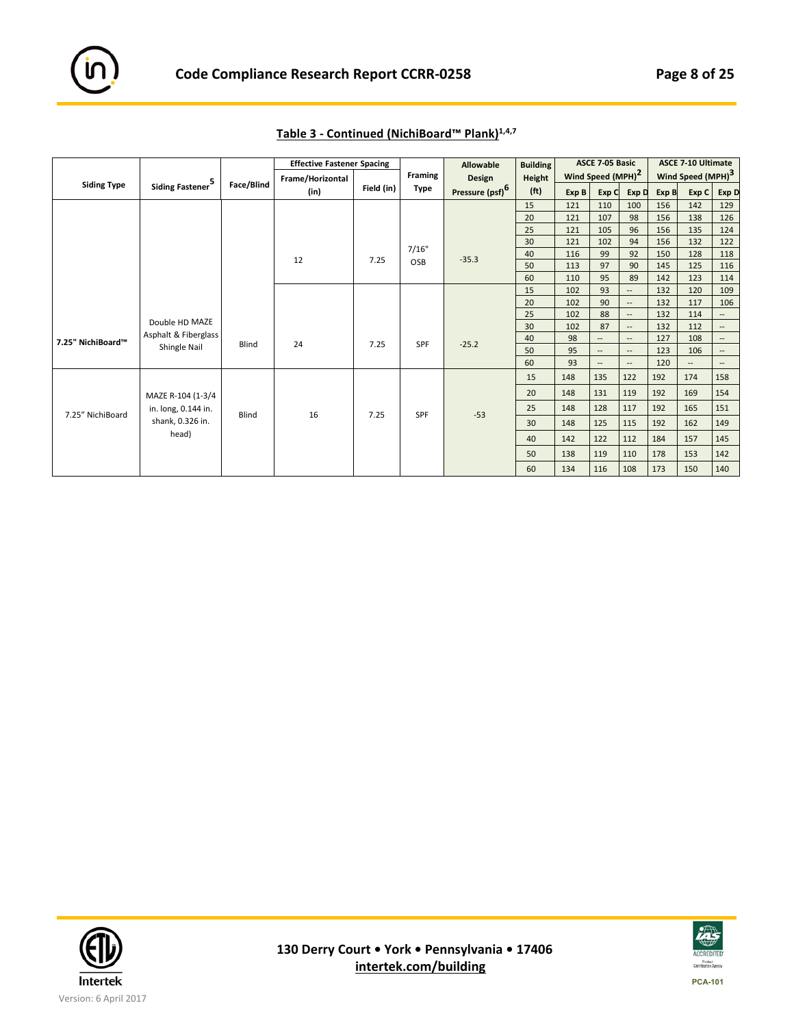## Table 3 - Continued (NichiBoard™ Plank)[1,4,7]

| Siding Type | Siding Fastener[5] | Face/Blind | Effective Fastener Spacing Frame/Horizontal (in) | Effective Fastener Spacing Field (in) | Framing Type | Allowable Design Pressure (psf)[6] | Building Height (ft) | ASCE 7-05 Basic Wind Speed (MPH)[2] Exp B | ASCE 7-05 Exp C | ASCE 7-05 Exp D | ASCE 7-10 Ultimate Wind Speed (MPH)[3] Exp B | ASCE 7-10 Exp C | ASCE 7-10 Exp D |
|---|---|---|---|---|---|---|---|---|---|---|---|---|---|
| 7.25" NichiBoard™ | Double HD MAZE Asphalt & Fiberglass Shingle Nail | Blind | 12 | 7.25 | 7/16" OSB | -35.3 | 15 | 121 | 110 | 100 | 156 | 142 | 129 |
| | | | | | | | 20 | 121 | 107 | 98 | 156 | 138 | 126 |
| | | | | | | | 25 | 121 | 105 | 96 | 156 | 135 | 124 |
| | | | | | | | 30 | 121 | 102 | 94 | 156 | 132 | 122 |
| | | | | | | | 40 | 116 | 99 | 92 | 150 | 128 | 118 |
| | | | | | | | 50 | 113 | 97 | 90 | 145 | 125 | 116 |
| | | | | | | | 60 | 110 | 95 | 89 | 142 | 123 | 114 |
| | | | 24 | 7.25 | SPF | -25.2 | 15 | 102 | 93 | -- | 132 | 120 | 109 |
| | | | | | | | 20 | 102 | 90 | -- | 132 | 117 | 106 |
| | | | | | | | 25 | 102 | 88 | -- | 132 | 114 | -- |
| | | | | | | | 30 | 102 | 87 | -- | 132 | 112 | -- |
| | | | | | | | 40 | 98 | -- | -- | 127 | 108 | -- |
| | | | | | | | 50 | 95 | -- | -- | 123 | 106 | -- |
| | | | | | | | 60 | 93 | -- | -- | 120 | -- | -- |
| 7.25" NichiBoard | MAZE R-104 (1-3/4 in. long, 0.144 in. shank, 0.326 in. head) | Blind | 16 | 7.25 | SPF | -53 | 15 | 148 | 135 | 122 | 192 | 174 | 158 |
| | | | | | | | 20 | 148 | 131 | 119 | 192 | 169 | 154 |
| | | | | | | | 25 | 148 | 128 | 117 | 192 | 165 | 151 |
| | | | | | | | 30 | 148 | 125 | 115 | 192 | 162 | 149 |
| | | | | | | | 40 | 142 | 122 | 112 | 184 | 157 | 145 |
| | | | | | | | 50 | 138 | 119 | 110 | 178 | 153 | 142 |
| | | | | | | | 60 | 134 | 116 | 108 | 173 | 150 | 140 |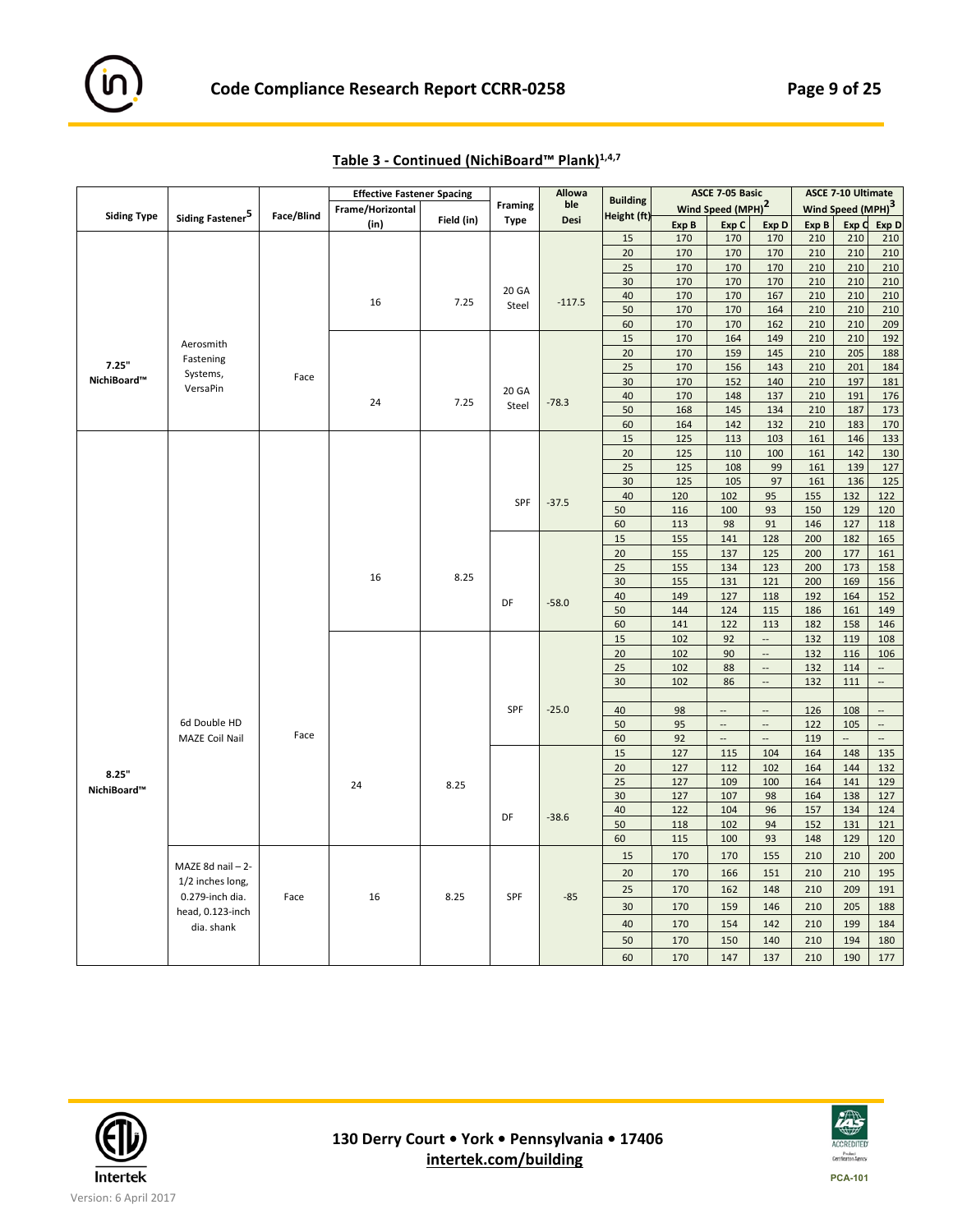## Table 3 - Continued (NichiBoard™ Plank)[1,4,7]

| Siding Type | Siding Fastener[5] | Face/Blind | Effective Fastener Spacing | | Framing Type | Allowable Desi | Building Height (ft) | ASCE 7-05 Basic Wind Speed (MPH)[2] | | | ASCE 7-10 Ultimate Wind Speed (MPH)[3] | | |
|---|---|---|---|---|---|---|---|---|---|---|---|---|---|
| | | | Frame/Horizontal (in) | Field (in) | | | | Exp B | Exp C | Exp D | Exp B | Exp C | Exp D |
| 7.25" NichiBoard™ | Aerosmith Fastening Systems, VersaPin | Face | 16 | 7.25 | 20 GA Steel | -117.5 | 15 | 170 | 170 | 170 | 210 | 210 | 210 |
| | | | | | | | 20 | 170 | 170 | 170 | 210 | 210 | 210 |
| | | | | | | | 25 | 170 | 170 | 170 | 210 | 210 | 210 |
| | | | | | | | 30 | 170 | 170 | 170 | 210 | 210 | 210 |
| | | | | | | | 40 | 170 | 170 | 167 | 210 | 210 | 210 |
| | | | | | | | 50 | 170 | 170 | 164 | 210 | 210 | 210 |
| | | | | | | | 60 | 170 | 170 | 162 | 210 | 210 | 209 |
| | | | 24 | 7.25 | 20 GA Steel | -78.3 | 15 | 170 | 164 | 149 | 210 | 210 | 192 |
| | | | | | | | 20 | 170 | 159 | 145 | 210 | 205 | 188 |
| | | | | | | | 25 | 170 | 156 | 143 | 210 | 201 | 184 |
| | | | | | | | 30 | 170 | 152 | 140 | 210 | 197 | 181 |
| | | | | | | | 40 | 170 | 148 | 137 | 210 | 191 | 176 |
| | | | | | | | 50 | 168 | 145 | 134 | 210 | 187 | 173 |
| | | | | | | | 60 | 164 | 142 | 132 | 210 | 183 | 170 |
| 8.25" NichiBoard™ | 6d Double HD MAZE Coil Nail | Face | 16 | 8.25 | SPF | -37.5 | 15 | 125 | 113 | 103 | 161 | 146 | 133 |
| | | | | | | | 20 | 125 | 110 | 100 | 161 | 142 | 130 |
| | | | | | | | 25 | 125 | 108 | 99 | 161 | 139 | 127 |
| | | | | | | | 30 | 125 | 105 | 97 | 161 | 136 | 125 |
| | | | | | | | 40 | 120 | 102 | 95 | 155 | 132 | 122 |
| | | | | | | | 50 | 116 | 100 | 93 | 150 | 129 | 120 |
| | | | | | | | 60 | 113 | 98 | 91 | 146 | 127 | 118 |
| | | | | | DF | -58.0 | 15 | 155 | 141 | 128 | 200 | 182 | 165 |
| | | | | | | | 20 | 155 | 137 | 125 | 200 | 177 | 161 |
| | | | | | | | 25 | 155 | 134 | 123 | 200 | 173 | 158 |
| | | | | | | | 30 | 155 | 131 | 121 | 200 | 169 | 156 |
| | | | | | | | 40 | 149 | 127 | 118 | 192 | 164 | 152 |
| | | | | | | | 50 | 144 | 124 | 115 | 186 | 161 | 149 |
| | | | | | | | 60 | 141 | 122 | 113 | 182 | 158 | 146 |
| | | | 24 | 8.25 | SPF | -25.0 | 15 | 102 | 92 | -- | 132 | 119 | 108 |
| | | | | | | | 20 | 102 | 90 | -- | 132 | 116 | 106 |
| | | | | | | | 25 | 102 | 88 | -- | 132 | 114 | -- |
| | | | | | | | 30 | 102 | 86 | -- | 132 | 111 | -- |
| | | | | | | | | | | | | | |
| | | | | | | | 40 | 98 | -- | -- | 126 | 108 | -- |
| | | | | | | | 50 | 95 | -- | -- | 122 | 105 | -- |
| | | | | | | | 60 | 92 | -- | -- | 119 | -- | -- |
| | | | | | DF | -38.6 | 15 | 127 | 115 | 104 | 164 | 148 | 135 |
| | | | | | | | 20 | 127 | 112 | 102 | 164 | 144 | 132 |
| | | | | | | | 25 | 127 | 109 | 100 | 164 | 141 | 129 |
| | | | | | | | 30 | 127 | 107 | 98 | 164 | 138 | 127 |
| | | | | | | | 40 | 122 | 104 | 96 | 157 | 134 | 124 |
| | | | | | | | 50 | 118 | 102 | 94 | 152 | 131 | 121 |
| | | | | | | | 60 | 115 | 100 | 93 | 148 | 129 | 120 |
| | MAZE 8d nail – 2-1/2 inches long, 0.279-inch dia. head, 0.123-inch dia. shank | Face | 16 | 8.25 | SPF | -85 | 15 | 170 | 170 | 155 | 210 | 210 | 200 |
| | | | | | | | 20 | 170 | 166 | 151 | 210 | 210 | 195 |
| | | | | | | | 25 | 170 | 162 | 148 | 210 | 209 | 191 |
| | | | | | | | 30 | 170 | 159 | 146 | 210 | 205 | 188 |
| | | | | | | | 40 | 170 | 154 | 142 | 210 | 199 | 184 |
| | | | | | | | 50 | 170 | 150 | 140 | 210 | 194 | 180 |
| | | | | | | | 60 | 170 | 147 | 137 | 210 | 190 | 177 |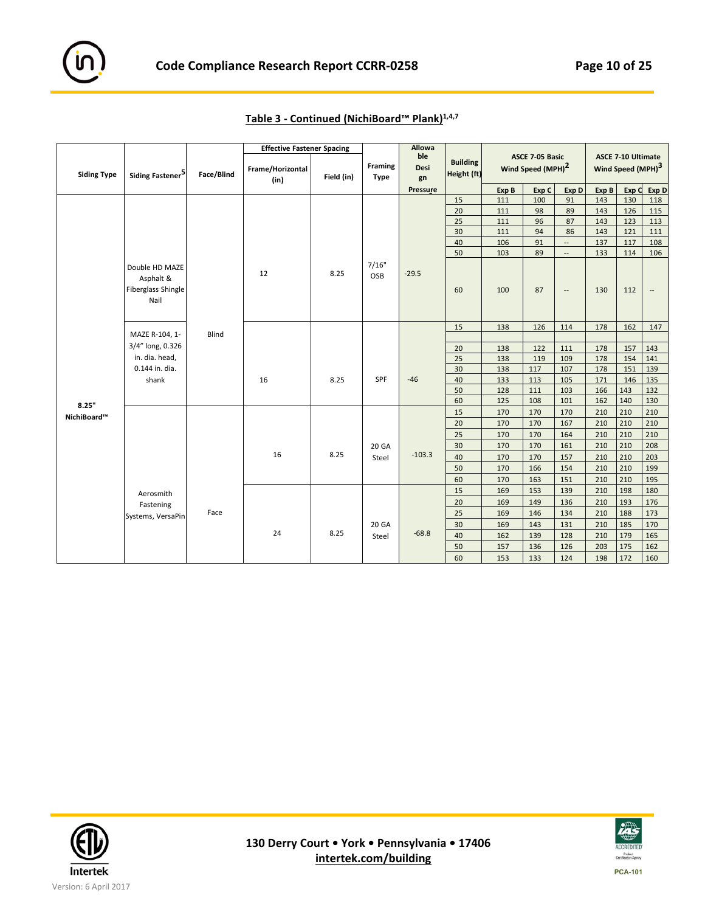## Table 3 - Continued (NichiBoard™ Plank)[1,4,7]

| Siding Type | Siding Fastener[5] | Face/Blind | Effective Fastener Spacing | | Framing Type | Allowable Design Pressure | Building Height (ft) | ASCE 7-05 Basic Wind Speed (MPH)[2] | | | ASCE 7-10 Ultimate Wind Speed (MPH)[3] | | |
|---|---|---|---|---|---|---|---|---|---|---|---|---|---|
| | | | Frame/Horizontal (in) | Field (in) | | | | Exp B | Exp C | Exp D | Exp B | Exp C | Exp D |
| 8.25" NichiBoard™ | Double HD MAZE Asphalt & Fiberglass Shingle Nail | Blind | 12 | 8.25 | 7/16" OSB | -29.5 | 15 | 111 | 100 | 91 | 143 | 130 | 118 |
| | | | | | | | 20 | 111 | 98 | 89 | 143 | 126 | 115 |
| | | | | | | | 25 | 111 | 96 | 87 | 143 | 123 | 113 |
| | | | | | | | 30 | 111 | 94 | 86 | 143 | 121 | 111 |
| | | | | | | | 40 | 106 | 91 | -- | 137 | 117 | 108 |
| | | | | | | | 50 | 103 | 89 | -- | 133 | 114 | 106 |
| | | | | | | | 60 | 100 | 87 | -- | 130 | 112 | -- |
| | MAZE R-104, 1-3/4" long, 0.326 in. dia. head, 0.144 in. dia. shank | | 16 | 8.25 | SPF | -46 | 15 | 138 | 126 | 114 | 178 | 162 | 147 |
| | | | | | | | 20 | 138 | 122 | 111 | 178 | 157 | 143 |
| | | | | | | | 25 | 138 | 119 | 109 | 178 | 154 | 141 |
| | | | | | | | 30 | 138 | 117 | 107 | 178 | 151 | 139 |
| | | | | | | | 40 | 133 | 113 | 105 | 171 | 146 | 135 |
| | | | | | | | 50 | 128 | 111 | 103 | 166 | 143 | 132 |
| | | | | | | | 60 | 125 | 108 | 101 | 162 | 140 | 130 |
| | Aerosmith Fastening Systems, VersaPin | Face | 16 | 8.25 | 20 GA Steel | -103.3 | 15 | 170 | 170 | 170 | 210 | 210 | 210 |
| | | | | | | | 20 | 170 | 170 | 167 | 210 | 210 | 210 |
| | | | | | | | 25 | 170 | 170 | 164 | 210 | 210 | 210 |
| | | | | | | | 30 | 170 | 170 | 161 | 210 | 210 | 208 |
| | | | | | | | 40 | 170 | 170 | 157 | 210 | 210 | 203 |
| | | | | | | | 50 | 170 | 166 | 154 | 210 | 210 | 199 |
| | | | | | | | 60 | 170 | 163 | 151 | 210 | 210 | 195 |
| | | | 24 | 8.25 | 20 GA Steel | -68.8 | 15 | 169 | 153 | 139 | 210 | 198 | 180 |
| | | | | | | | 20 | 169 | 149 | 136 | 210 | 193 | 176 |
| | | | | | | | 25 | 169 | 146 | 134 | 210 | 188 | 173 |
| | | | | | | | 30 | 169 | 143 | 131 | 210 | 185 | 170 |
| | | | | | | | 40 | 162 | 139 | 128 | 210 | 179 | 165 |
| | | | | | | | 50 | 157 | 136 | 126 | 203 | 175 | 162 |
| | | | | | | | 60 | 153 | 133 | 124 | 198 | 172 | 160 |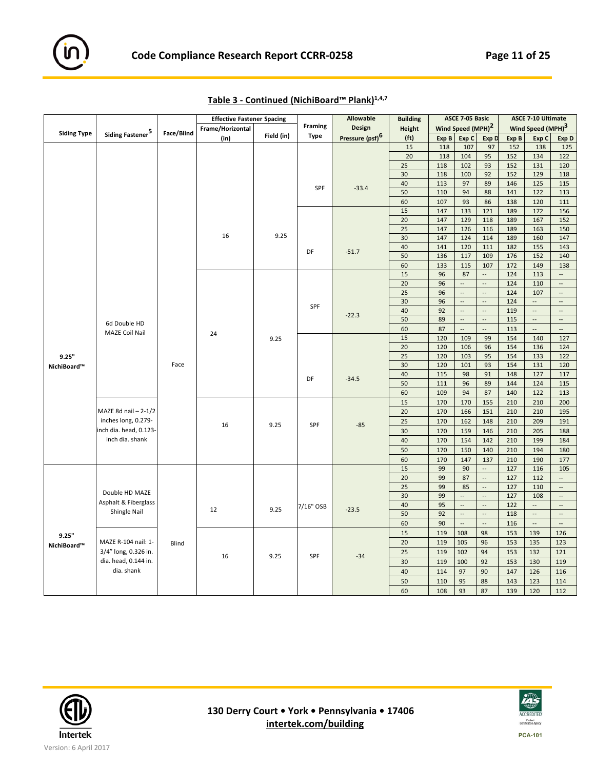## Table 3 - Continued (NichiBoard™ Plank)[1,4,7]

| Siding Type | Siding Fastener[5] | Face/Blind | Effective Fastener Spacing Frame/Horizontal (in) | Effective Fastener Spacing Field (in) | Framing Type | Allowable Design Pressure (psf)[6] | Building Height (ft) | ASCE 7-05 Basic Wind Speed (MPH)[2] Exp B | Exp C | Exp D | ASCE 7-10 Ultimate Wind Speed (MPH)[3] Exp B | Exp C | Exp D |
|---|---|---|---|---|---|---|---|---|---|---|---|---|---|
| 9.25" NichiBoard™ | 6d Double HD MAZE Coil Nail | Face | 16 | 9.25 | SPF | -33.4 | 15 | 118 | 107 | 97 | 152 | 138 | 125 |
| | | | | | | | 20 | 118 | 104 | 95 | 152 | 134 | 122 |
| | | | | | | | 25 | 118 | 102 | 93 | 152 | 131 | 120 |
| | | | | | | | 30 | 118 | 100 | 92 | 152 | 129 | 118 |
| | | | | | | | 40 | 113 | 97 | 89 | 146 | 125 | 115 |
| | | | | | | | 50 | 110 | 94 | 88 | 141 | 122 | 113 |
| | | | | | | | 60 | 107 | 93 | 86 | 138 | 120 | 111 |
| | | | | | DF | -51.7 | 15 | 147 | 133 | 121 | 189 | 172 | 156 |
| | | | | | | | 20 | 147 | 129 | 118 | 189 | 167 | 152 |
| | | | | | | | 25 | 147 | 126 | 116 | 189 | 163 | 150 |
| | | | | | | | 30 | 147 | 124 | 114 | 189 | 160 | 147 |
| | | | | | | | 40 | 141 | 120 | 111 | 182 | 155 | 143 |
| | | | | | | | 50 | 136 | 117 | 109 | 176 | 152 | 140 |
| | | | | | | | 60 | 133 | 115 | 107 | 172 | 149 | 138 |
| | | | 24 | 9.25 | SPF | -22.3 | 15 | 96 | 87 | -- | 124 | 113 | -- |
| | | | | | | | 20 | 96 | -- | -- | 124 | 110 | -- |
| | | | | | | | 25 | 96 | -- | -- | 124 | 107 | -- |
| | | | | | | | 30 | 96 | -- | -- | 124 | -- | -- |
| | | | | | | | 40 | 92 | -- | -- | 119 | -- | -- |
| | | | | | | | 50 | 89 | -- | -- | 115 | -- | -- |
| | | | | | | | 60 | 87 | -- | -- | 113 | -- | -- |
| | | | | | DF | -34.5 | 15 | 120 | 109 | 99 | 154 | 140 | 127 |
| | | | | | | | 20 | 120 | 106 | 96 | 154 | 136 | 124 |
| | | | | | | | 25 | 120 | 103 | 95 | 154 | 133 | 122 |
| | | | | | | | 30 | 120 | 101 | 93 | 154 | 131 | 120 |
| | | | | | | | 40 | 115 | 98 | 91 | 148 | 127 | 117 |
| | | | | | | | 50 | 111 | 96 | 89 | 144 | 124 | 115 |
| | | | | | | | 60 | 109 | 94 | 87 | 140 | 122 | 113 |
| | MAZE 8d nail – 2-1/2 inches long, 0.279-inch dia. head, 0.123-inch dia. shank | | 16 | 9.25 | SPF | -85 | 15 | 170 | 170 | 155 | 210 | 210 | 200 |
| | | | | | | | 20 | 170 | 166 | 151 | 210 | 210 | 195 |
| | | | | | | | 25 | 170 | 162 | 148 | 210 | 209 | 191 |
| | | | | | | | 30 | 170 | 159 | 146 | 210 | 205 | 188 |
| | | | | | | | 40 | 170 | 154 | 142 | 210 | 199 | 184 |
| | | | | | | | 50 | 170 | 150 | 140 | 210 | 194 | 180 |
| | | | | | | | 60 | 170 | 147 | 137 | 210 | 190 | 177 |
| 9.25" NichiBoard™ | Double HD MAZE Asphalt & Fiberglass Shingle Nail | Blind | 12 | 9.25 | 7/16" OSB | -23.5 | 15 | 99 | 90 | -- | 127 | 116 | 105 |
| | | | | | | | 20 | 99 | 87 | -- | 127 | 112 | -- |
| | | | | | | | 25 | 99 | 85 | -- | 127 | 110 | -- |
| | | | | | | | 30 | 99 | -- | -- | 127 | 108 | -- |
| | | | | | | | 40 | 95 | -- | -- | 122 | -- | -- |
| | | | | | | | 50 | 92 | -- | -- | 118 | -- | -- |
| | | | | | | | 60 | 90 | -- | -- | 116 | -- | -- |
| | MAZE R-104 nail: 1-3/4" long, 0.326 in. dia. head, 0.144 in. dia. shank | | 16 | 9.25 | SPF | -34 | 15 | 119 | 108 | 98 | 153 | 139 | 126 |
| | | | | | | | 20 | 119 | 105 | 96 | 153 | 135 | 123 |
| | | | | | | | 25 | 119 | 102 | 94 | 153 | 132 | 121 |
| | | | | | | | 30 | 119 | 100 | 92 | 153 | 130 | 119 |
| | | | | | | | 40 | 114 | 97 | 90 | 147 | 126 | 116 |
| | | | | | | | 50 | 110 | 95 | 88 | 143 | 123 | 114 |
| | | | | | | | 60 | 108 | 93 | 87 | 139 | 120 | 112 |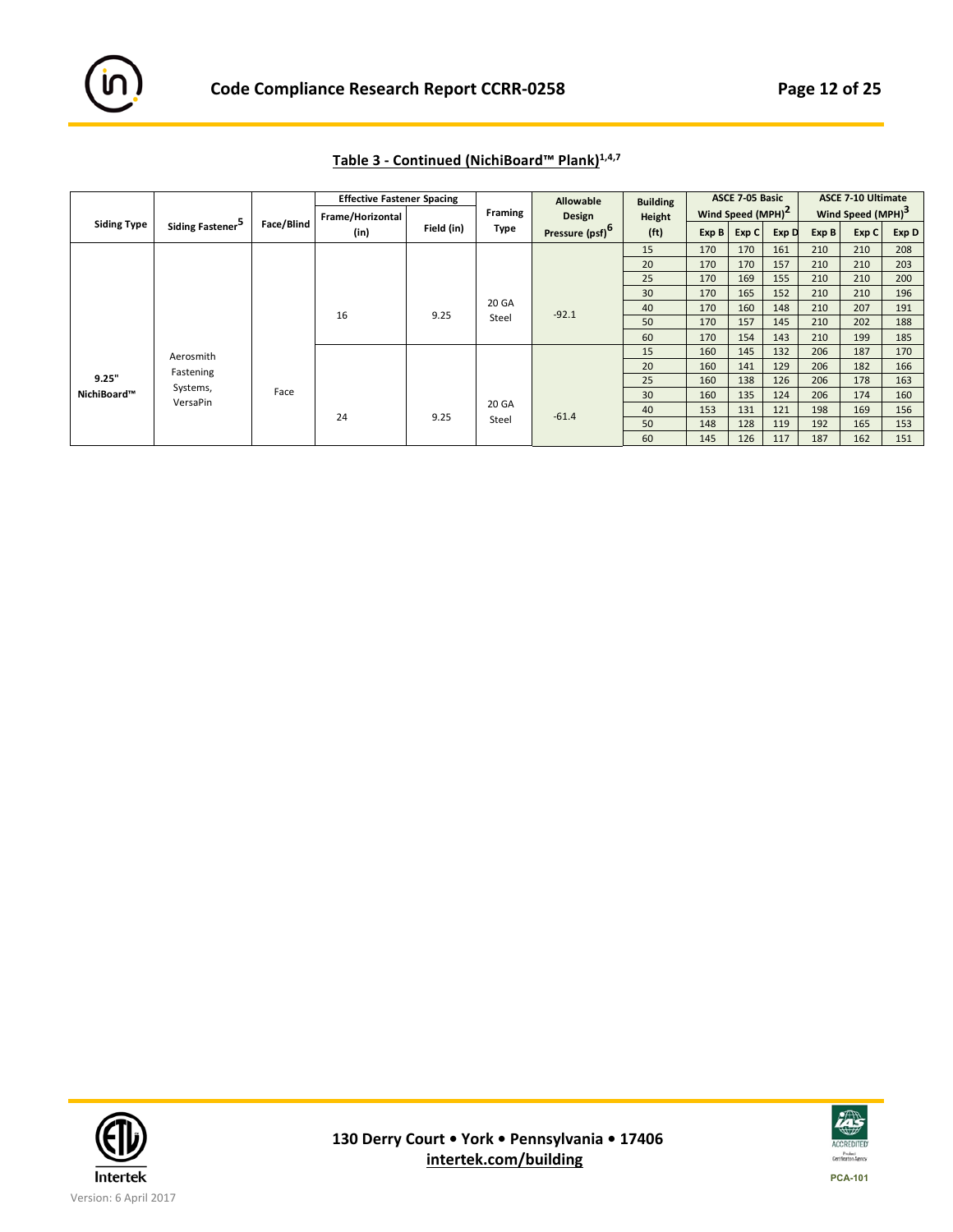## Table 3 - Continued (NichiBoard™ Plank)[1,4,7]

| Siding Type | Siding Fastener[5] | Face/Blind | Effective Fastener Spacing | | Framing Type | Allowable Design Pressure (psf)[6] | Building Height (ft) | ASCE 7-05 Basic Wind Speed (MPH)[2] | | | ASCE 7-10 Ultimate Wind Speed (MPH)[3] | | |
|---|---|---|---|---|---|---|---|---|---|---|---|---|---|
| | | | Frame/Horizontal (in) | Field (in) | | | | Exp B | Exp C | Exp D | Exp B | Exp C | Exp D |
| 9.25" NichiBoard™ | Aerosmith Fastening Systems, VersaPin | Face | 16 | 9.25 | 20 GA Steel | -92.1 | 15 | 170 | 170 | 161 | 210 | 210 | 208 |
| | | | | | | | 20 | 170 | 170 | 157 | 210 | 210 | 203 |
| | | | | | | | 25 | 170 | 169 | 155 | 210 | 210 | 200 |
| | | | | | | | 30 | 170 | 165 | 152 | 210 | 210 | 196 |
| | | | | | | | 40 | 170 | 160 | 148 | 210 | 207 | 191 |
| | | | | | | | 50 | 170 | 157 | 145 | 210 | 202 | 188 |
| | | | | | | | 60 | 170 | 154 | 143 | 210 | 199 | 185 |
| | | | 24 | 9.25 | 20 GA Steel | -61.4 | 15 | 160 | 145 | 132 | 206 | 187 | 170 |
| | | | | | | | 20 | 160 | 141 | 129 | 206 | 182 | 166 |
| | | | | | | | 25 | 160 | 138 | 126 | 206 | 178 | 163 |
| | | | | | | | 30 | 160 | 135 | 124 | 206 | 174 | 160 |
| | | | | | | | 40 | 153 | 131 | 121 | 198 | 169 | 156 |
| | | | | | | | 50 | 148 | 128 | 119 | 192 | 165 | 153 |
| | | | | | | | 60 | 145 | 126 | 117 | 187 | 162 | 151 |

130 Derry Court • York • Pennsylvania • 17406
intertek.com/building

Version: 6 April 2017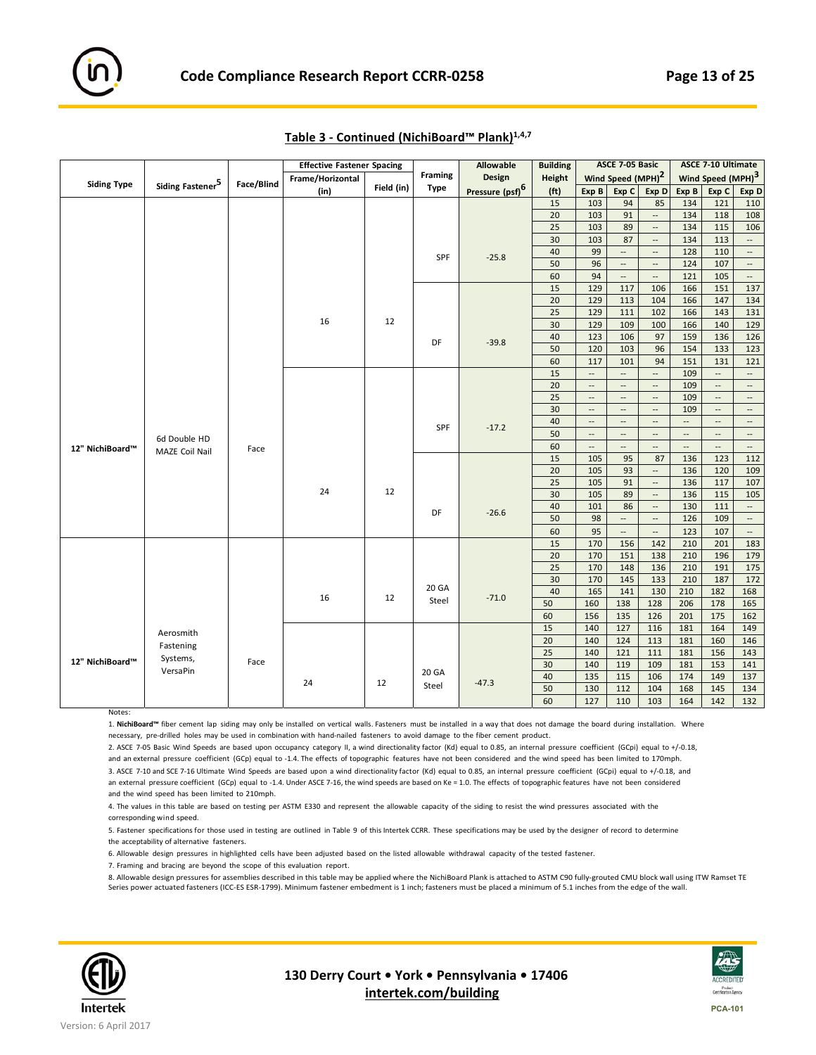## Table 3 - Continued (NichiBoard™ Plank)[1,4,7]

| Siding Type | Siding Fastener[5] | Face/Blind | Effective Fastener Spacing | | Framing Type | Allowable Design Pressure (psf)[6] | Building Height (ft) | ASCE 7-05 Basic Wind Speed (MPH)[2] | | | ASCE 7-10 Ultimate Wind Speed (MPH)[3] | | |
|---|---|---|---|---|---|---|---|---|---|---|---|---|---|
| | | | Frame/Horizontal (in) | Field (in) | | | | Exp B | Exp C | Exp D | Exp B | Exp C | Exp D |
| 12" NichiBoard™ | 6d Double HD MAZE Coil Nail | Face | 16 | 12 | SPF | -25.8 | 15 | 103 | 94 | 85 | 134 | 121 | 110 |
| | | | | | | | 20 | 103 | 91 | -- | 134 | 118 | 108 |
| | | | | | | | 25 | 103 | 89 | -- | 134 | 115 | 106 |
| | | | | | | | 30 | 103 | 87 | -- | 134 | 113 | -- |
| | | | | | | | 40 | 99 | -- | -- | 128 | 110 | -- |
| | | | | | | | 50 | 96 | -- | -- | 124 | 107 | -- |
| | | | | | | | 60 | 94 | -- | -- | 121 | 105 | -- |
| | | | | | DF | -39.8 | 15 | 129 | 117 | 106 | 166 | 151 | 137 |
| | | | | | | | 20 | 129 | 113 | 104 | 166 | 147 | 134 |
| | | | | | | | 25 | 129 | 111 | 102 | 166 | 143 | 131 |
| | | | | | | | 30 | 129 | 109 | 100 | 166 | 140 | 129 |
| | | | | | | | 40 | 123 | 106 | 97 | 159 | 136 | 126 |
| | | | | | | | 50 | 120 | 103 | 96 | 154 | 133 | 123 |
| | | | | | | | 60 | 117 | 101 | 94 | 151 | 131 | 121 |
| | | | 24 | 12 | SPF | -17.2 | 15 | -- | -- | -- | 109 | -- | -- |
| | | | | | | | 20 | -- | -- | -- | 109 | -- | -- |
| | | | | | | | 25 | -- | -- | -- | 109 | -- | -- |
| | | | | | | | 30 | -- | -- | -- | 109 | -- | -- |
| | | | | | | | 40 | -- | -- | -- | -- | -- | -- |
| | | | | | | | 50 | -- | -- | -- | -- | -- | -- |
| | | | | | | | 60 | -- | -- | -- | -- | -- | -- |
| | | | | | DF | -26.6 | 15 | 105 | 95 | 87 | 136 | 123 | 112 |
| | | | | | | | 20 | 105 | 93 | -- | 136 | 120 | 109 |
| | | | | | | | 25 | 105 | 91 | -- | 136 | 117 | 107 |
| | | | | | | | 30 | 105 | 89 | -- | 136 | 115 | 105 |
| | | | | | | | 40 | 101 | 86 | -- | 130 | 111 | -- |
| | | | | | | | 50 | 98 | -- | -- | 126 | 109 | -- |
| | | | | | | | 60 | 95 | -- | -- | 123 | 107 | -- |
| 12" NichiBoard™ | Aerosmith Fastening Systems, VersaPin | Face | 16 | 12 | 20 GA Steel | -71.0 | 15 | 170 | 156 | 142 | 210 | 201 | 183 |
| | | | | | | | 20 | 170 | 151 | 138 | 210 | 196 | 179 |
| | | | | | | | 25 | 170 | 148 | 136 | 210 | 191 | 175 |
| | | | | | | | 30 | 170 | 145 | 133 | 210 | 187 | 172 |
| | | | | | | | 40 | 165 | 141 | 130 | 210 | 182 | 168 |
| | | | | | | | 50 | 160 | 138 | 128 | 206 | 178 | 165 |
| | | | | | | | 60 | 156 | 135 | 126 | 201 | 175 | 162 |
| | | | 24 | 12 | 20 GA Steel | -47.3 | 15 | 140 | 127 | 116 | 181 | 164 | 149 |
| | | | | | | | 20 | 140 | 124 | 113 | 181 | 160 | 146 |
| | | | | | | | 25 | 140 | 121 | 111 | 181 | 156 | 143 |
| | | | | | | | 30 | 140 | 119 | 109 | 181 | 153 | 141 |
| | | | | | | | 40 | 135 | 115 | 106 | 174 | 149 | 137 |
| | | | | | | | 50 | 130 | 112 | 104 | 168 | 145 | 134 |
| | | | | | | | 60 | 127 | 110 | 103 | 164 | 142 | 132 |

Notes:

1. **NichiBoard™** fiber cement lap siding may only be installed on vertical walls. Fasteners must be installed in a way that does not damage the board during installation. Where necessary, pre-drilled holes may be used in combination with hand-nailed fasteners to avoid damage to the fiber cement product.
2. ASCE 7-05 Basic Wind Speeds are based upon occupancy category II, a wind directionality factor (Kd) equal to 0.85, an internal pressure coefficient (GCpi) equal to +/-0.18, and an external pressure coefficient (GCp) equal to -1.4. The effects of topographic features have not been considered and the wind speed has been limited to 170mph.
3. ASCE 7-10 and SCE 7-16 Ultimate Wind Speeds are based upon a wind directionality factor (Kd) equal to 0.85, an internal pressure coefficient (GCpi) equal to +/-0.18, and an external pressure coefficient (GCp) equal to -1.4. Under ASCE 7-16, the wind speeds are based on Ke = 1.0. The effects of topographic features have not been considered and the wind speed has been limited to 210mph.
4. The values in this table are based on testing per ASTM E330 and represent the allowable capacity of the siding to resist the wind pressures associated with the corresponding wind speed.
5. Fastener specifications for those used in testing are outlined in Table 9 of this Intertek CCRR. These specifications may be used by the designer of record to determine the acceptability of alternative fasteners.
6. Allowable design pressures in highlighted cells have been adjusted based on the listed allowable withdrawal capacity of the tested fastener.
7. Framing and bracing are beyond the scope of this evaluation report.
8. Allowable design pressures for assemblies described in this table may be applied where the NichiBoard Plank is attached to ASTM C90 fully-grouted CMU block wall using ITW Ramset TE Series power actuated fasteners (ICC-ES ESR-1799). Minimum fastener embedment is 1 inch; fasteners must be placed a minimum of 5.1 inches from the edge of the wall.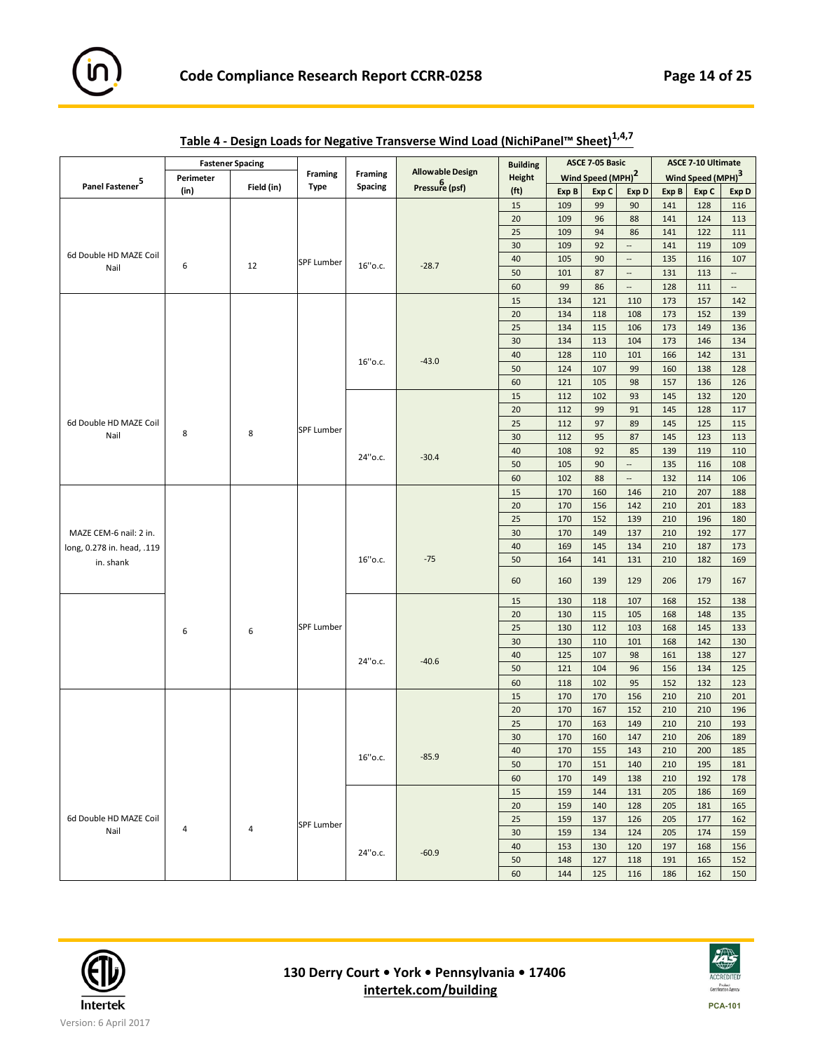## Table 4 - Design Loads for Negative Transverse Wind Load (NichiPanel™ Sheet)[1,4,7]

| Panel Fastener[5] | Fastener Spacing Perimeter (in) | Fastener Spacing Field (in) | Framing Type | Framing Spacing | Allowable Design Pressure[6] (psf) | Building Height (ft) | ASCE 7-05 Basic Wind Speed (MPH)[2] Exp B | ASCE 7-05 Exp C | ASCE 7-05 Exp D | ASCE 7-10 Ultimate Wind Speed (MPH)[3] Exp B | ASCE 7-10 Exp C | ASCE 7-10 Exp D |
|---|---|---|---|---|---|---|---|---|---|---|---|---|
| 6d Double HD MAZE Coil Nail | 6 | 12 | SPF Lumber | 16''o.c. | -28.7 | 15 | 109 | 99 | 90 | 141 | 128 | 116 |
| | | | | | | 20 | 109 | 96 | 88 | 141 | 124 | 113 |
| | | | | | | 25 | 109 | 94 | 86 | 141 | 122 | 111 |
| | | | | | | 30 | 109 | 92 | -- | 141 | 119 | 109 |
| | | | | | | 40 | 105 | 90 | -- | 135 | 116 | 107 |
| | | | | | | 50 | 101 | 87 | -- | 131 | 113 | -- |
| | | | | | | 60 | 99 | 86 | -- | 128 | 111 | -- |
| 6d Double HD MAZE Coil Nail | 8 | 8 | SPF Lumber | 16''o.c. | -43.0 | 15 | 134 | 121 | 110 | 173 | 157 | 142 |
| | | | | | | 20 | 134 | 118 | 108 | 173 | 152 | 139 |
| | | | | | | 25 | 134 | 115 | 106 | 173 | 149 | 136 |
| | | | | | | 30 | 134 | 113 | 104 | 173 | 146 | 134 |
| | | | | | | 40 | 128 | 110 | 101 | 166 | 142 | 131 |
| | | | | | | 50 | 124 | 107 | 99 | 160 | 138 | 128 |
| | | | | | | 60 | 121 | 105 | 98 | 157 | 136 | 126 |
| | | | | 24''o.c. | -30.4 | 15 | 112 | 102 | 93 | 145 | 132 | 120 |
| | | | | | | 20 | 112 | 99 | 91 | 145 | 128 | 117 |
| | | | | | | 25 | 112 | 97 | 89 | 145 | 125 | 115 |
| | | | | | | 30 | 112 | 95 | 87 | 145 | 123 | 113 |
| | | | | | | 40 | 108 | 92 | 85 | 139 | 119 | 110 |
| | | | | | | 50 | 105 | 90 | -- | 135 | 116 | 108 |
| | | | | | | 60 | 102 | 88 | -- | 132 | 114 | 106 |
| MAZE CEM-6 nail: 2 in. long, 0.278 in. head, .119 in. shank | 6 | 6 | SPF Lumber | 16''o.c. | -75 | 15 | 170 | 160 | 146 | 210 | 207 | 188 |
| | | | | | | 20 | 170 | 156 | 142 | 210 | 201 | 183 |
| | | | | | | 25 | 170 | 152 | 139 | 210 | 196 | 180 |
| | | | | | | 30 | 170 | 149 | 137 | 210 | 192 | 177 |
| | | | | | | 40 | 169 | 145 | 134 | 210 | 187 | 173 |
| | | | | | | 50 | 164 | 141 | 131 | 210 | 182 | 169 |
| | | | | | | 60 | 160 | 139 | 129 | 206 | 179 | 167 |
| | | | | 24''o.c. | -40.6 | 15 | 130 | 118 | 107 | 168 | 152 | 138 |
| | | | | | | 20 | 130 | 115 | 105 | 168 | 148 | 135 |
| | | | | | | 25 | 130 | 112 | 103 | 168 | 145 | 133 |
| | | | | | | 30 | 130 | 110 | 101 | 168 | 142 | 130 |
| | | | | | | 40 | 125 | 107 | 98 | 161 | 138 | 127 |
| | | | | | | 50 | 121 | 104 | 96 | 156 | 134 | 125 |
| | | | | | | 60 | 118 | 102 | 95 | 152 | 132 | 123 |
| 6d Double HD MAZE Coil Nail | 4 | 4 | SPF Lumber | 16''o.c. | -85.9 | 15 | 170 | 170 | 156 | 210 | 210 | 201 |
| | | | | | | 20 | 170 | 167 | 152 | 210 | 210 | 196 |
| | | | | | | 25 | 170 | 163 | 149 | 210 | 210 | 193 |
| | | | | | | 30 | 170 | 160 | 147 | 210 | 206 | 189 |
| | | | | | | 40 | 170 | 155 | 143 | 210 | 200 | 185 |
| | | | | | | 50 | 170 | 151 | 140 | 210 | 195 | 181 |
| | | | | | | 60 | 170 | 149 | 138 | 210 | 192 | 178 |
| | | | | 24''o.c. | -60.9 | 15 | 159 | 144 | 131 | 205 | 186 | 169 |
| | | | | | | 20 | 159 | 140 | 128 | 205 | 181 | 165 |
| | | | | | | 25 | 159 | 137 | 126 | 205 | 177 | 162 |
| | | | | | | 30 | 159 | 134 | 124 | 205 | 174 | 159 |
| | | | | | | 40 | 153 | 130 | 120 | 197 | 168 | 156 |
| | | | | | | 50 | 148 | 127 | 118 | 191 | 165 | 152 |
| | | | | | | 60 | 144 | 125 | 116 | 186 | 162 | 150 |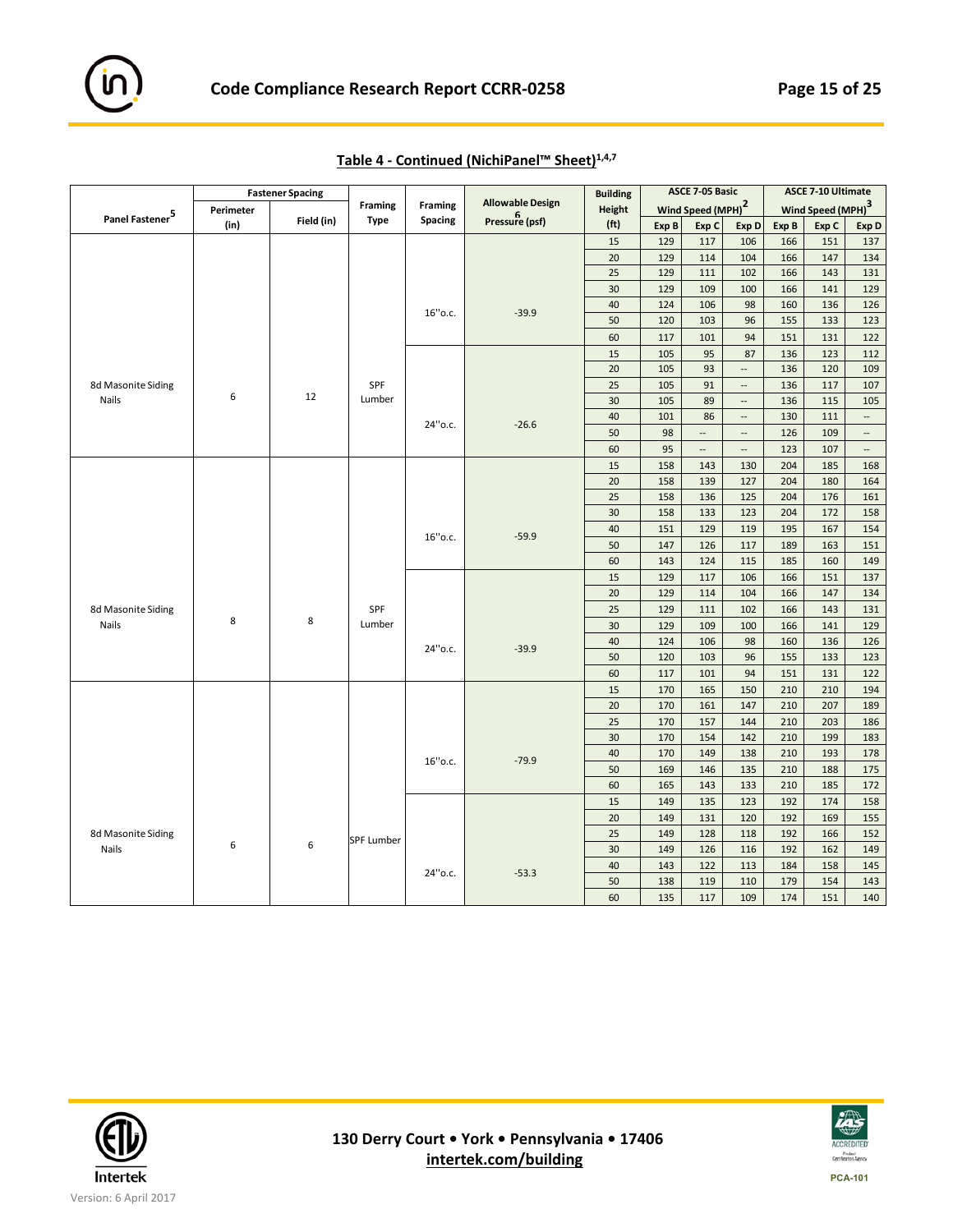## Table 4 - Continued (NichiPanel™ Sheet)[1,4,7]

| Panel Fastener[5] | Fastener Spacing Perimeter (in) | Fastener Spacing Field (in) | Framing Type | Framing Spacing | Allowable Design Pressure[6] (psf) | Building Height (ft) | ASCE 7-05 Basic Wind Speed (MPH)[2] Exp B | Exp C | Exp D | ASCE 7-10 Ultimate Wind Speed (MPH)[3] Exp B | Exp C | Exp D |
|---|---|---|---|---|---|---|---|---|---|---|---|---|
| 8d Masonite Siding Nails | 6 | 12 | SPF Lumber | 16''o.c. | -39.9 | 15 | 129 | 117 | 106 | 166 | 151 | 137 |
| | | | | | | 20 | 129 | 114 | 104 | 166 | 147 | 134 |
| | | | | | | 25 | 129 | 111 | 102 | 166 | 143 | 131 |
| | | | | | | 30 | 129 | 109 | 100 | 166 | 141 | 129 |
| | | | | | | 40 | 124 | 106 | 98 | 160 | 136 | 126 |
| | | | | | | 50 | 120 | 103 | 96 | 155 | 133 | 123 |
| | | | | | | 60 | 117 | 101 | 94 | 151 | 131 | 122 |
| | | | | 24''o.c. | -26.6 | 15 | 105 | 95 | 87 | 136 | 123 | 112 |
| | | | | | | 20 | 105 | 93 | -- | 136 | 120 | 109 |
| | | | | | | 25 | 105 | 91 | -- | 136 | 117 | 107 |
| | | | | | | 30 | 105 | 89 | -- | 136 | 115 | 105 |
| | | | | | | 40 | 101 | 86 | -- | 130 | 111 | -- |
| | | | | | | 50 | 98 | -- | -- | 126 | 109 | -- |
| | | | | | | 60 | 95 | -- | -- | 123 | 107 | -- |
| 8d Masonite Siding Nails | 8 | 8 | SPF Lumber | 16''o.c. | -59.9 | 15 | 158 | 143 | 130 | 204 | 185 | 168 |
| | | | | | | 20 | 158 | 139 | 127 | 204 | 180 | 164 |
| | | | | | | 25 | 158 | 136 | 125 | 204 | 176 | 161 |
| | | | | | | 30 | 158 | 133 | 123 | 204 | 172 | 158 |
| | | | | | | 40 | 151 | 129 | 119 | 195 | 167 | 154 |
| | | | | | | 50 | 147 | 126 | 117 | 189 | 163 | 151 |
| | | | | | | 60 | 143 | 124 | 115 | 185 | 160 | 149 |
| | | | | 24''o.c. | -39.9 | 15 | 129 | 117 | 106 | 166 | 151 | 137 |
| | | | | | | 20 | 129 | 114 | 104 | 166 | 147 | 134 |
| | | | | | | 25 | 129 | 111 | 102 | 166 | 143 | 131 |
| | | | | | | 30 | 129 | 109 | 100 | 166 | 141 | 129 |
| | | | | | | 40 | 124 | 106 | 98 | 160 | 136 | 126 |
| | | | | | | 50 | 120 | 103 | 96 | 155 | 133 | 123 |
| | | | | | | 60 | 117 | 101 | 94 | 151 | 131 | 122 |
| 8d Masonite Siding Nails | 6 | 6 | SPF Lumber | 16''o.c. | -79.9 | 15 | 170 | 165 | 150 | 210 | 210 | 194 |
| | | | | | | 20 | 170 | 161 | 147 | 210 | 207 | 189 |
| | | | | | | 25 | 170 | 157 | 144 | 210 | 203 | 186 |
| | | | | | | 30 | 170 | 154 | 142 | 210 | 199 | 183 |
| | | | | | | 40 | 170 | 149 | 138 | 210 | 193 | 178 |
| | | | | | | 50 | 169 | 146 | 135 | 210 | 188 | 175 |
| | | | | | | 60 | 165 | 143 | 133 | 210 | 185 | 172 |
| | | | | 24''o.c. | -53.3 | 15 | 149 | 135 | 123 | 192 | 174 | 158 |
| | | | | | | 20 | 149 | 131 | 120 | 192 | 169 | 155 |
| | | | | | | 25 | 149 | 128 | 118 | 192 | 166 | 152 |
| | | | | | | 30 | 149 | 126 | 116 | 192 | 162 | 149 |
| | | | | | | 40 | 143 | 122 | 113 | 184 | 158 | 145 |
| | | | | | | 50 | 138 | 119 | 110 | 179 | 154 | 143 |
| | | | | | | 60 | 135 | 117 | 109 | 174 | 151 | 140 |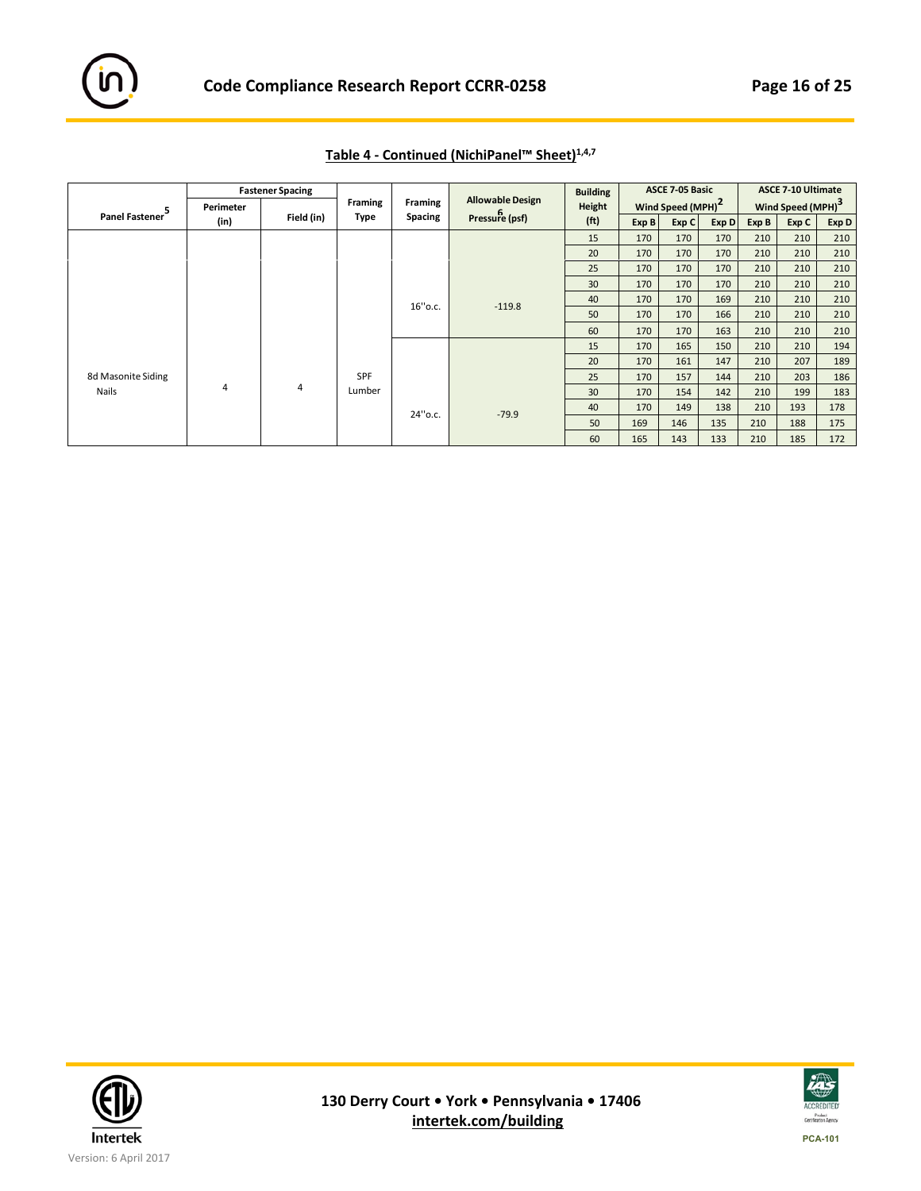## Table 4 - Continued (NichiPanel™ Sheet)[1,4,7]

| Panel Fastener[5] | Fastener Spacing | | Framing Type | Framing Spacing | Allowable Design Pressure[6] (psf) | Building Height (ft) | ASCE 7-05 Basic Wind Speed (MPH)[2] | | | ASCE 7-10 Ultimate Wind Speed (MPH)[3] | | |
|---|---|---|---|---|---|---|---|---|---|---|---|---|
| | Perimeter (in) | Field (in) | | | | | Exp B | Exp C | Exp D | Exp B | Exp C | Exp D |
| 8d Masonite Siding Nails | 4 | 4 | SPF Lumber | 16"o.c. | -119.8 | 15 | 170 | 170 | 170 | 210 | 210 | 210 |
| | | | | | | 20 | 170 | 170 | 170 | 210 | 210 | 210 |
| | | | | | | 25 | 170 | 170 | 170 | 210 | 210 | 210 |
| | | | | | | 30 | 170 | 170 | 170 | 210 | 210 | 210 |
| | | | | | | 40 | 170 | 170 | 169 | 210 | 210 | 210 |
| | | | | | | 50 | 170 | 170 | 166 | 210 | 210 | 210 |
| | | | | | | 60 | 170 | 170 | 163 | 210 | 210 | 210 |
| | | | | 24"o.c. | -79.9 | 15 | 170 | 165 | 150 | 210 | 210 | 194 |
| | | | | | | 20 | 170 | 161 | 147 | 210 | 207 | 189 |
| | | | | | | 25 | 170 | 157 | 144 | 210 | 203 | 186 |
| | | | | | | 30 | 170 | 154 | 142 | 210 | 199 | 183 |
| | | | | | | 40 | 170 | 149 | 138 | 210 | 193 | 178 |
| | | | | | | 50 | 169 | 146 | 135 | 210 | 188 | 175 |
| | | | | | | 60 | 165 | 143 | 133 | 210 | 185 | 172 |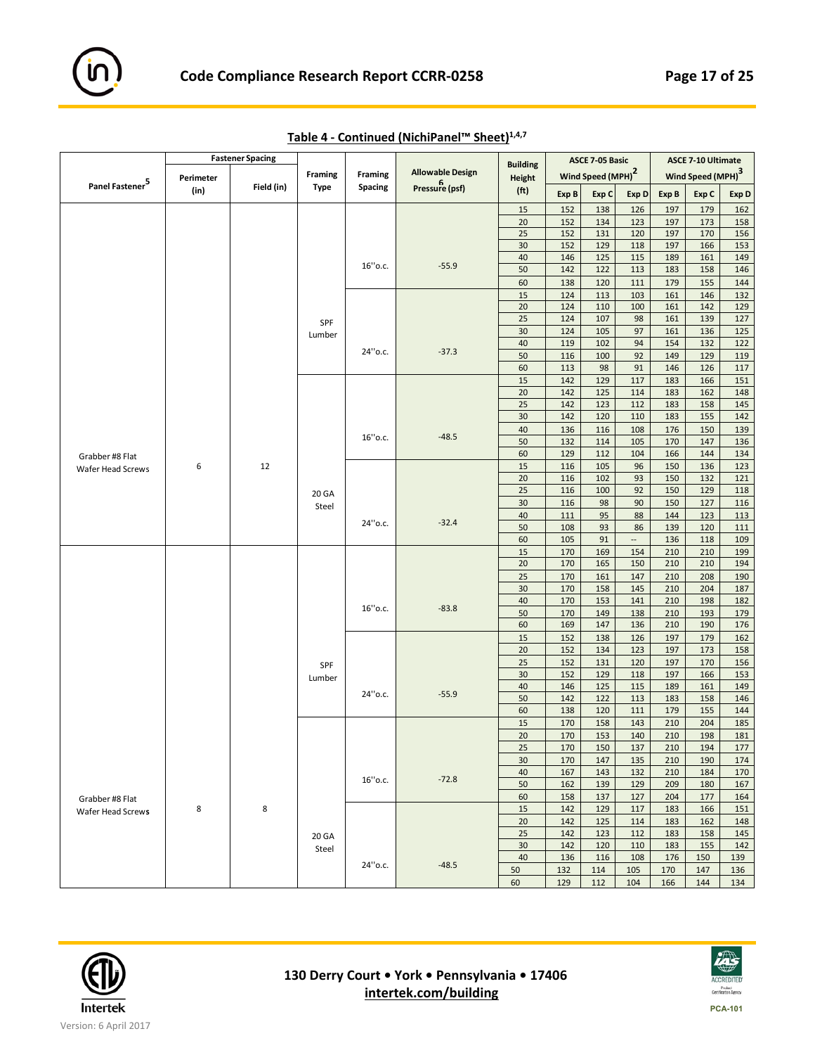## Table 4 - Continued (NichiPanel™ Sheet)[1,4,7]

| Panel Fastener[5] | Fastener Spacing Perimeter (in) | Fastener Spacing Field (in) | Framing Type | Framing Spacing | Allowable Design Pressure[6] (psf) | Building Height (ft) | ASCE 7-05 Basic Wind Speed (MPH)[2] Exp B | Exp C | Exp D | ASCE 7-10 Ultimate Wind Speed (MPH)[3] Exp B | Exp C | Exp D |
|---|---|---|---|---|---|---|---|---|---|---|---|---|
| Grabber #8 Flat Wafer Head Screws | 6 | 12 | SPF Lumber | 16''o.c. | -55.9 | 15 | 152 | 138 | 126 | 197 | 179 | 162 |
| | | | | | | 20 | 152 | 134 | 123 | 197 | 173 | 158 |
| | | | | | | 25 | 152 | 131 | 120 | 197 | 170 | 156 |
| | | | | | | 30 | 152 | 129 | 118 | 197 | 166 | 153 |
| | | | | | | 40 | 146 | 125 | 115 | 189 | 161 | 149 |
| | | | | | | 50 | 142 | 122 | 113 | 183 | 158 | 146 |
| | | | | | | 60 | 138 | 120 | 111 | 179 | 155 | 144 |
| | | | | 24''o.c. | -37.3 | 15 | 124 | 113 | 103 | 161 | 146 | 132 |
| | | | | | | 20 | 124 | 110 | 100 | 161 | 142 | 129 |
| | | | | | | 25 | 124 | 107 | 98 | 161 | 139 | 127 |
| | | | | | | 30 | 124 | 105 | 97 | 161 | 136 | 125 |
| | | | | | | 40 | 119 | 102 | 94 | 154 | 132 | 122 |
| | | | | | | 50 | 116 | 100 | 92 | 149 | 129 | 119 |
| | | | | | | 60 | 113 | 98 | 91 | 146 | 126 | 117 |
| | | | 20 GA Steel | 16''o.c. | -48.5 | 15 | 142 | 129 | 117 | 183 | 166 | 151 |
| | | | | | | 20 | 142 | 125 | 114 | 183 | 162 | 148 |
| | | | | | | 25 | 142 | 123 | 112 | 183 | 158 | 145 |
| | | | | | | 30 | 142 | 120 | 110 | 183 | 155 | 142 |
| | | | | | | 40 | 136 | 116 | 108 | 176 | 150 | 139 |
| | | | | | | 50 | 132 | 114 | 105 | 170 | 147 | 136 |
| | | | | | | 60 | 129 | 112 | 104 | 166 | 144 | 134 |
| | | | | 24''o.c. | -32.4 | 15 | 116 | 105 | 96 | 150 | 136 | 123 |
| | | | | | | 20 | 116 | 102 | 93 | 150 | 132 | 121 |
| | | | | | | 25 | 116 | 100 | 92 | 150 | 129 | 118 |
| | | | | | | 30 | 116 | 98 | 90 | 150 | 127 | 116 |
| | | | | | | 40 | 111 | 95 | 88 | 144 | 123 | 113 |
| | | | | | | 50 | 108 | 93 | 86 | 139 | 120 | 111 |
| | | | | | | 60 | 105 | 91 | -- | 136 | 118 | 109 |
| Grabber #8 Flat Wafer Head Screws | 8 | 8 | SPF Lumber | 16''o.c. | -83.8 | 15 | 170 | 169 | 154 | 210 | 210 | 199 |
| | | | | | | 20 | 170 | 165 | 150 | 210 | 210 | 194 |
| | | | | | | 25 | 170 | 161 | 147 | 210 | 208 | 190 |
| | | | | | | 30 | 170 | 158 | 145 | 210 | 204 | 187 |
| | | | | | | 40 | 170 | 153 | 141 | 210 | 198 | 182 |
| | | | | | | 50 | 170 | 149 | 138 | 210 | 193 | 179 |
| | | | | | | 60 | 169 | 147 | 136 | 210 | 190 | 176 |
| | | | | 24''o.c. | -55.9 | 15 | 152 | 138 | 126 | 197 | 179 | 162 |
| | | | | | | 20 | 152 | 134 | 123 | 197 | 173 | 158 |
| | | | | | | 25 | 152 | 131 | 120 | 197 | 170 | 156 |
| | | | | | | 30 | 152 | 129 | 118 | 197 | 166 | 153 |
| | | | | | | 40 | 146 | 125 | 115 | 189 | 161 | 149 |
| | | | | | | 50 | 142 | 122 | 113 | 183 | 158 | 146 |
| | | | | | | 60 | 138 | 120 | 111 | 179 | 155 | 144 |
| | | | 20 GA Steel | 16''o.c. | -72.8 | 15 | 170 | 158 | 143 | 210 | 204 | 185 |
| | | | | | | 20 | 170 | 153 | 140 | 210 | 198 | 181 |
| | | | | | | 25 | 170 | 150 | 137 | 210 | 194 | 177 |
| | | | | | | 30 | 170 | 147 | 135 | 210 | 190 | 174 |
| | | | | | | 40 | 167 | 143 | 132 | 210 | 184 | 170 |
| | | | | | | 50 | 162 | 139 | 129 | 209 | 180 | 167 |
| | | | | | | 60 | 158 | 137 | 127 | 204 | 177 | 164 |
| | | | | 24''o.c. | -48.5 | 15 | 142 | 129 | 117 | 183 | 166 | 151 |
| | | | | | | 20 | 142 | 125 | 114 | 183 | 162 | 148 |
| | | | | | | 25 | 142 | 123 | 112 | 183 | 158 | 145 |
| | | | | | | 30 | 142 | 120 | 110 | 183 | 155 | 142 |
| | | | | | | 40 | 136 | 116 | 108 | 176 | 150 | 139 |
| | | | | | | 50 | 132 | 114 | 105 | 170 | 147 | 136 |
| | | | | | | 60 | 129 | 112 | 104 | 166 | 144 | 134 |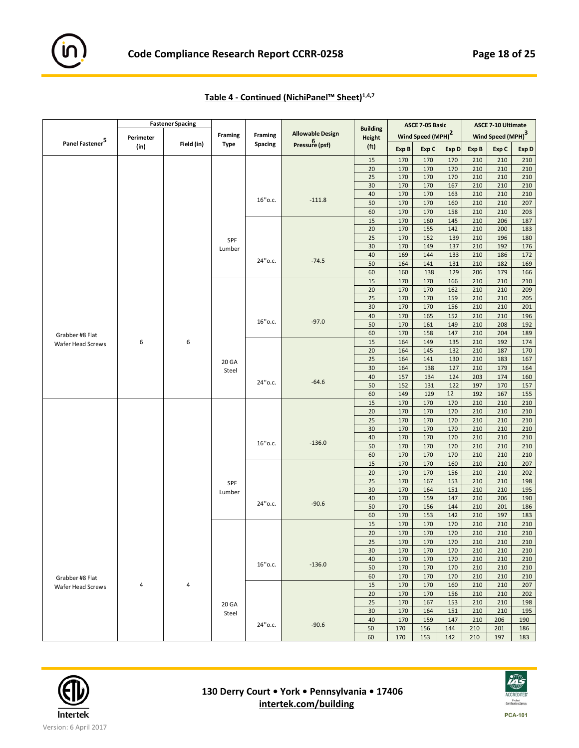## Table 4 - Continued (NichiPanel™ Sheet)[1,4,7]

| Panel Fastener[5] | Fastener Spacing Perimeter (in) | Fastener Spacing Field (in) | Framing Type | Framing Spacing | Allowable Design Pressure[6] (psf) | Building Height (ft) | ASCE 7-05 Basic Wind Speed (MPH)[2] Exp B | Exp C | Exp D | ASCE 7-10 Ultimate Wind Speed (MPH)[3] Exp B | Exp C | Exp D |
|---|---|---|---|---|---|---|---|---|---|---|---|---|
| Grabber #8 Flat Wafer Head Screws | 6 | 6 | SPF Lumber | 16''o.c. | -111.8 | 15 | 170 | 170 | 170 | 210 | 210 | 210 |
| | | | | | | 20 | 170 | 170 | 170 | 210 | 210 | 210 |
| | | | | | | 25 | 170 | 170 | 170 | 210 | 210 | 210 |
| | | | | | | 30 | 170 | 170 | 167 | 210 | 210 | 210 |
| | | | | | | 40 | 170 | 170 | 163 | 210 | 210 | 210 |
| | | | | | | 50 | 170 | 170 | 160 | 210 | 210 | 207 |
| | | | | | | 60 | 170 | 170 | 158 | 210 | 210 | 203 |
| | | | | 24''o.c. | -74.5 | 15 | 170 | 160 | 145 | 210 | 206 | 187 |
| | | | | | | 20 | 170 | 155 | 142 | 210 | 200 | 183 |
| | | | | | | 25 | 170 | 152 | 139 | 210 | 196 | 180 |
| | | | | | | 30 | 170 | 149 | 137 | 210 | 192 | 176 |
| | | | | | | 40 | 169 | 144 | 133 | 210 | 186 | 172 |
| | | | | | | 50 | 164 | 141 | 131 | 210 | 182 | 169 |
| | | | | | | 60 | 160 | 138 | 129 | 206 | 179 | 166 |
| | | | 20 GA Steel | 16''o.c. | -97.0 | 15 | 170 | 170 | 166 | 210 | 210 | 210 |
| | | | | | | 20 | 170 | 170 | 162 | 210 | 210 | 209 |
| | | | | | | 25 | 170 | 170 | 159 | 210 | 210 | 205 |
| | | | | | | 30 | 170 | 170 | 156 | 210 | 210 | 201 |
| | | | | | | 40 | 170 | 165 | 152 | 210 | 210 | 196 |
| | | | | | | 50 | 170 | 161 | 149 | 210 | 208 | 192 |
| | | | | | | 60 | 170 | 158 | 147 | 210 | 204 | 189 |
| | | | | 24''o.c. | -64.6 | 15 | 164 | 149 | 135 | 210 | 192 | 174 |
| | | | | | | 20 | 164 | 145 | 132 | 210 | 187 | 170 |
| | | | | | | 25 | 164 | 141 | 130 | 210 | 183 | 167 |
| | | | | | | 30 | 164 | 138 | 127 | 210 | 179 | 164 |
| | | | | | | 40 | 157 | 134 | 124 | 203 | 174 | 160 |
| | | | | | | 50 | 152 | 131 | 122 | 197 | 170 | 157 |
| | | | | | | 60 | 149 | 129 | 12 | 192 | 167 | 155 |
| Grabber #8 Flat Wafer Head Screws | 4 | 4 | SPF Lumber | 16''o.c. | -136.0 | 15 | 170 | 170 | 170 | 210 | 210 | 210 |
| | | | | | | 20 | 170 | 170 | 170 | 210 | 210 | 210 |
| | | | | | | 25 | 170 | 170 | 170 | 210 | 210 | 210 |
| | | | | | | 30 | 170 | 170 | 170 | 210 | 210 | 210 |
| | | | | | | 40 | 170 | 170 | 170 | 210 | 210 | 210 |
| | | | | | | 50 | 170 | 170 | 170 | 210 | 210 | 210 |
| | | | | | | 60 | 170 | 170 | 170 | 210 | 210 | 210 |
| | | | | 24''o.c. | -90.6 | 15 | 170 | 170 | 160 | 210 | 210 | 207 |
| | | | | | | 20 | 170 | 170 | 156 | 210 | 210 | 202 |
| | | | | | | 25 | 170 | 167 | 153 | 210 | 210 | 198 |
| | | | | | | 30 | 170 | 164 | 151 | 210 | 210 | 195 |
| | | | | | | 40 | 170 | 159 | 147 | 210 | 206 | 190 |
| | | | | | | 50 | 170 | 156 | 144 | 210 | 201 | 186 |
| | | | | | | 60 | 170 | 153 | 142 | 210 | 197 | 183 |
| | | | 20 GA Steel | 16''o.c. | -136.0 | 15 | 170 | 170 | 170 | 210 | 210 | 210 |
| | | | | | | 20 | 170 | 170 | 170 | 210 | 210 | 210 |
| | | | | | | 25 | 170 | 170 | 170 | 210 | 210 | 210 |
| | | | | | | 30 | 170 | 170 | 170 | 210 | 210 | 210 |
| | | | | | | 40 | 170 | 170 | 170 | 210 | 210 | 210 |
| | | | | | | 50 | 170 | 170 | 170 | 210 | 210 | 210 |
| | | | | | | 60 | 170 | 170 | 170 | 210 | 210 | 210 |
| | | | | 24''o.c. | -90.6 | 15 | 170 | 170 | 160 | 210 | 210 | 207 |
| | | | | | | 20 | 170 | 170 | 156 | 210 | 210 | 202 |
| | | | | | | 25 | 170 | 167 | 153 | 210 | 210 | 198 |
| | | | | | | 30 | 170 | 164 | 151 | 210 | 210 | 195 |
| | | | | | | 40 | 170 | 159 | 147 | 210 | 206 | 190 |
| | | | | | | 50 | 170 | 156 | 144 | 210 | 201 | 186 |
| | | | | | | 60 | 170 | 153 | 142 | 210 | 197 | 183 |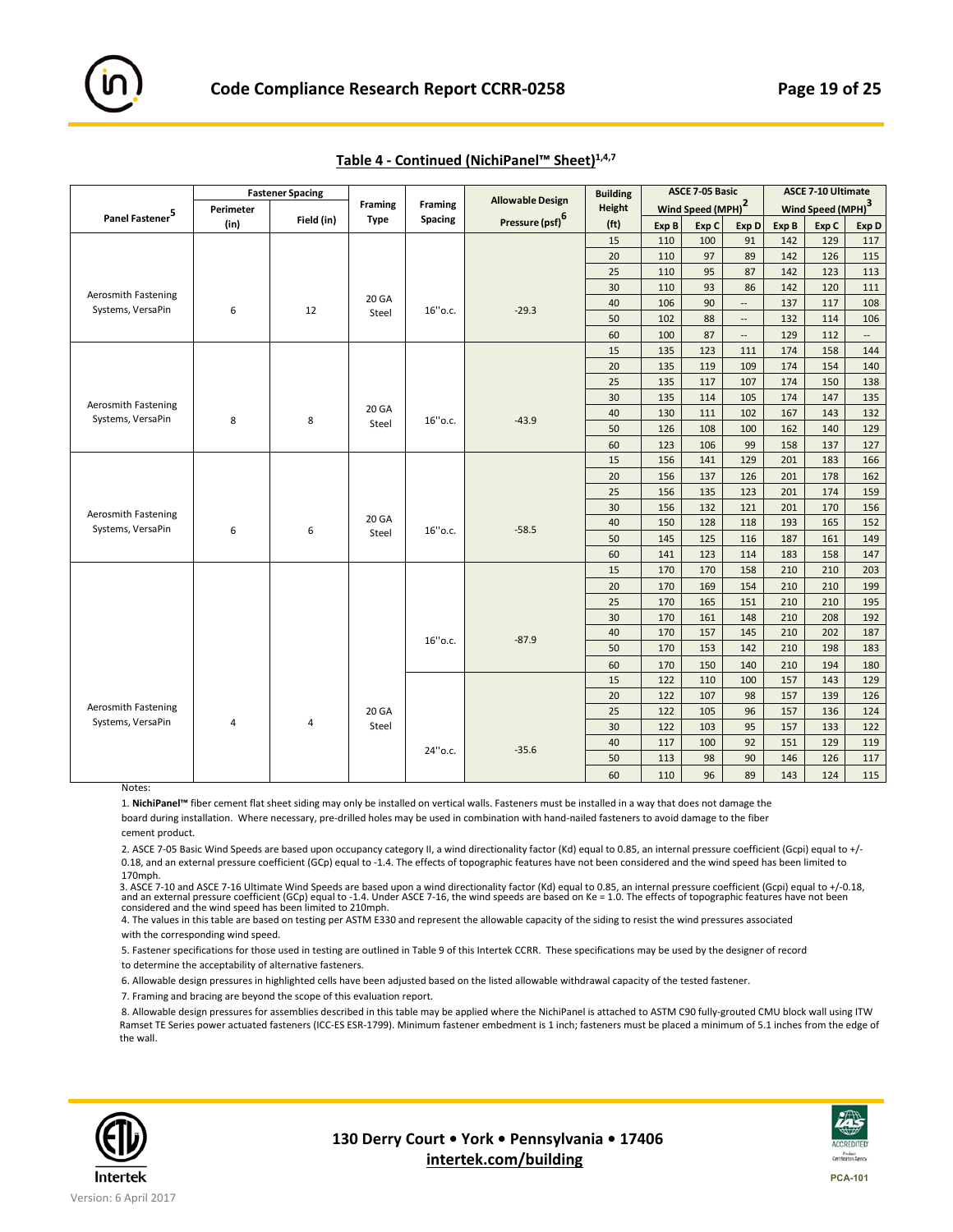## Table 4 - Continued (NichiPanel™ Sheet)[1,4,7]

| Panel Fastener[5] | Fastener Spacing | | Framing Type | Framing Spacing | Allowable Design Pressure (psf)[6] | Building Height (ft) | ASCE 7-05 Basic Wind Speed (MPH)[2] | | | ASCE 7-10 Ultimate Wind Speed (MPH)[3] | | |
|---|---|---|---|---|---|---|---|---|---|---|---|---|
| | Perimeter (in) | Field (in) | | | | | Exp B | Exp C | Exp D | Exp B | Exp C | Exp D |
| Aerosmith Fastening Systems, VersaPin | 6 | 12 | 20 GA Steel | 16''o.c. | -29.3 | 15 | 110 | 100 | 91 | 142 | 129 | 117 |
| | | | | | | 20 | 110 | 97 | 89 | 142 | 126 | 115 |
| | | | | | | 25 | 110 | 95 | 87 | 142 | 123 | 113 |
| | | | | | | 30 | 110 | 93 | 86 | 142 | 120 | 111 |
| | | | | | | 40 | 106 | 90 | -- | 137 | 117 | 108 |
| | | | | | | 50 | 102 | 88 | -- | 132 | 114 | 106 |
| | | | | | | 60 | 100 | 87 | -- | 129 | 112 | -- |
| Aerosmith Fastening Systems, VersaPin | 8 | 8 | 20 GA Steel | 16''o.c. | -43.9 | 15 | 135 | 123 | 111 | 174 | 158 | 144 |
| | | | | | | 20 | 135 | 119 | 109 | 174 | 154 | 140 |
| | | | | | | 25 | 135 | 117 | 107 | 174 | 150 | 138 |
| | | | | | | 30 | 135 | 114 | 105 | 174 | 147 | 135 |
| | | | | | | 40 | 130 | 111 | 102 | 167 | 143 | 132 |
| | | | | | | 50 | 126 | 108 | 100 | 162 | 140 | 129 |
| | | | | | | 60 | 123 | 106 | 99 | 158 | 137 | 127 |
| Aerosmith Fastening Systems, VersaPin | 6 | 6 | 20 GA Steel | 16''o.c. | -58.5 | 15 | 156 | 141 | 129 | 201 | 183 | 166 |
| | | | | | | 20 | 156 | 137 | 126 | 201 | 178 | 162 |
| | | | | | | 25 | 156 | 135 | 123 | 201 | 174 | 159 |
| | | | | | | 30 | 156 | 132 | 121 | 201 | 170 | 156 |
| | | | | | | 40 | 150 | 128 | 118 | 193 | 165 | 152 |
| | | | | | | 50 | 145 | 125 | 116 | 187 | 161 | 149 |
| | | | | | | 60 | 141 | 123 | 114 | 183 | 158 | 147 |
| Aerosmith Fastening Systems, VersaPin | 4 | 4 | 20 GA Steel | 16''o.c. | -87.9 | 15 | 170 | 170 | 158 | 210 | 210 | 203 |
| | | | | | | 20 | 170 | 169 | 154 | 210 | 210 | 199 |
| | | | | | | 25 | 170 | 165 | 151 | 210 | 210 | 195 |
| | | | | | | 30 | 170 | 161 | 148 | 210 | 208 | 192 |
| | | | | | | 40 | 170 | 157 | 145 | 210 | 202 | 187 |
| | | | | | | 50 | 170 | 153 | 142 | 210 | 198 | 183 |
| | | | | | | 60 | 170 | 150 | 140 | 210 | 194 | 180 |
| | | | | 24''o.c. | -35.6 | 15 | 122 | 110 | 100 | 157 | 143 | 129 |
| | | | | | | 20 | 122 | 107 | 98 | 157 | 139 | 126 |
| | | | | | | 25 | 122 | 105 | 96 | 157 | 136 | 124 |
| | | | | | | 30 | 122 | 103 | 95 | 157 | 133 | 122 |
| | | | | | | 40 | 117 | 100 | 92 | 151 | 129 | 119 |
| | | | | | | 50 | 113 | 98 | 90 | 146 | 126 | 117 |
| | | | | | | 60 | 110 | 96 | 89 | 143 | 124 | 115 |

Notes:

1. **NichiPanel™** fiber cement flat sheet siding may only be installed on vertical walls. Fasteners must be installed in a way that does not damage the board during installation. Where necessary, pre-drilled holes may be used in combination with hand-nailed fasteners to avoid damage to the fiber cement product.

2. ASCE 7-05 Basic Wind Speeds are based upon occupancy category II, a wind directionality factor (Kd) equal to 0.85, an internal pressure coefficient (Gcpi) equal to +/-0.18, and an external pressure coefficient (GCp) equal to -1.4. The effects of topographic features have not been considered and the wind speed has been limited to 170mph.

3. ASCE 7-10 and ASCE 7-16 Ultimate Wind Speeds are based upon a wind directionality factor (Kd) equal to 0.85, an internal pressure coefficient (Gcpi) equal to +/-0.18, and an external pressure coefficient (GCp) equal to -1.4. Under ASCE 7-16, the wind speeds are based on Ke = 1.0. The effects of topographic features have not been considered and the wind speed has been limited to 210mph.

4. The values in this table are based on testing per ASTM E330 and represent the allowable capacity of the siding to resist the wind pressures associated with the corresponding wind speed.

5. Fastener specifications for those used in testing are outlined in Table 9 of this Intertek CCRR. These specifications may be used by the designer of record to determine the acceptability of alternative fasteners.

6. Allowable design pressures in highlighted cells have been adjusted based on the listed allowable withdrawal capacity of the tested fastener.

7. Framing and bracing are beyond the scope of this evaluation report.

8. Allowable design pressures for assemblies described in this table may be applied where the NichiPanel is attached to ASTM C90 fully-grouted CMU block wall using ITW Ramset TE Series power actuated fasteners (ICC-ES ESR-1799). Minimum fastener embedment is 1 inch; fasteners must be placed a minimum of 5.1 inches from the edge of the wall.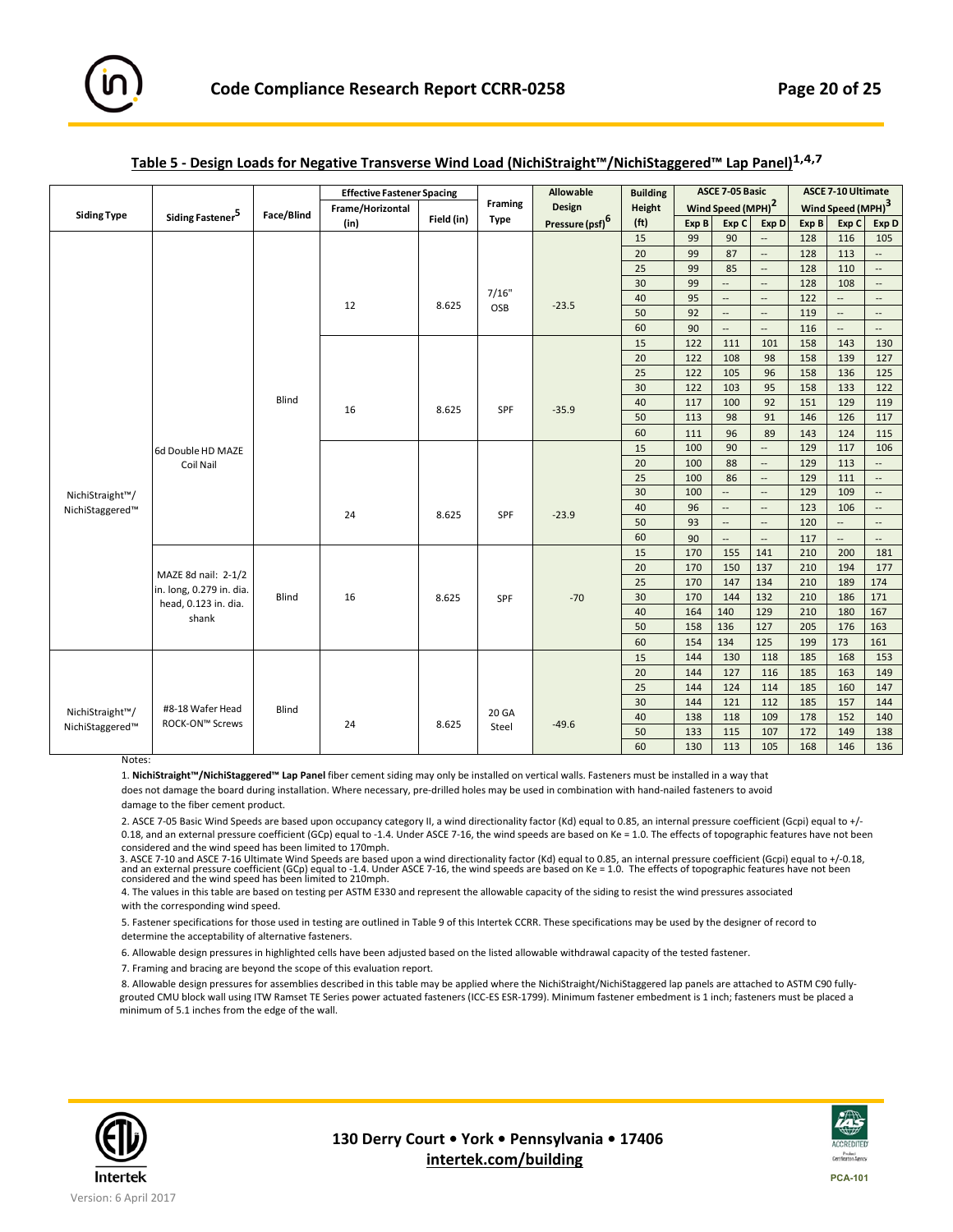## Table 5 - Design Loads for Negative Transverse Wind Load (NichiStraight™/NichiStaggered™ Lap Panel)[1,4,7]

| Siding Type | Siding Fastener[5] | Face/Blind | Effective Fastener Spacing | | Framing Type | Allowable Design Pressure (psf)[6] | Building Height (ft) | ASCE 7-05 Basic Wind Speed (MPH)[2] | | | ASCE 7-10 Ultimate Wind Speed (MPH)[3] | | |
|---|---|---|---|---|---|---|---|---|---|---|---|---|---|
| | | | Frame/Horizontal (in) | Field (in) | | | | Exp B | Exp C | Exp D | Exp B | Exp C | Exp D |
| NichiStraight™/ NichiStaggered™ | 6d Double HD MAZE Coil Nail | Blind | 12 | 8.625 | 7/16" OSB | -23.5 | 15 | 99 | 90 | -- | 128 | 116 | 105 |
| | | | | | | | 20 | 99 | 87 | -- | 128 | 113 | -- |
| | | | | | | | 25 | 99 | 85 | -- | 128 | 110 | -- |
| | | | | | | | 30 | 99 | -- | -- | 128 | 108 | -- |
| | | | | | | | 40 | 95 | -- | -- | 122 | -- | -- |
| | | | | | | | 50 | 92 | -- | -- | 119 | -- | -- |
| | | | | | | | 60 | 90 | -- | -- | 116 | -- | -- |
| | | | 16 | 8.625 | SPF | -35.9 | 15 | 122 | 111 | 101 | 158 | 143 | 130 |
| | | | | | | | 20 | 122 | 108 | 98 | 158 | 139 | 127 |
| | | | | | | | 25 | 122 | 105 | 96 | 158 | 136 | 125 |
| | | | | | | | 30 | 122 | 103 | 95 | 158 | 133 | 122 |
| | | | | | | | 40 | 117 | 100 | 92 | 151 | 129 | 119 |
| | | | | | | | 50 | 113 | 98 | 91 | 146 | 126 | 117 |
| | | | | | | | 60 | 111 | 96 | 89 | 143 | 124 | 115 |
| | | | 24 | 8.625 | SPF | -23.9 | 15 | 100 | 90 | -- | 129 | 117 | 106 |
| | | | | | | | 20 | 100 | 88 | -- | 129 | 113 | -- |
| | | | | | | | 25 | 100 | 86 | -- | 129 | 111 | -- |
| | | | | | | | 30 | 100 | -- | -- | 129 | 109 | -- |
| | | | | | | | 40 | 96 | -- | -- | 123 | 106 | -- |
| | | | | | | | 50 | 93 | -- | -- | 120 | -- | -- |
| | | | | | | | 60 | 90 | -- | -- | 117 | -- | -- |
| | MAZE 8d nail: 2-1/2 in. long, 0.279 in. dia. head, 0.123 in. dia. shank | Blind | 16 | 8.625 | SPF | -70 | 15 | 170 | 155 | 141 | 210 | 200 | 181 |
| | | | | | | | 20 | 170 | 150 | 137 | 210 | 194 | 177 |
| | | | | | | | 25 | 170 | 147 | 134 | 210 | 189 | 174 |
| | | | | | | | 30 | 170 | 144 | 132 | 210 | 186 | 171 |
| | | | | | | | 40 | 164 | 140 | 129 | 210 | 180 | 167 |
| | | | | | | | 50 | 158 | 136 | 127 | 205 | 176 | 163 |
| | | | | | | | 60 | 154 | 134 | 125 | 199 | 173 | 161 |
| NichiStraight™/ NichiStaggered™ | #8-18 Wafer Head ROCK-ON™ Screws | Blind | 24 | 8.625 | 20 GA Steel | -49.6 | 15 | 144 | 130 | 118 | 185 | 168 | 153 |
| | | | | | | | 20 | 144 | 127 | 116 | 185 | 163 | 149 |
| | | | | | | | 25 | 144 | 124 | 114 | 185 | 160 | 147 |
| | | | | | | | 30 | 144 | 121 | 112 | 185 | 157 | 144 |
| | | | | | | | 40 | 138 | 118 | 109 | 178 | 152 | 140 |
| | | | | | | | 50 | 133 | 115 | 107 | 172 | 149 | 138 |
| | | | | | | | 60 | 130 | 113 | 105 | 168 | 146 | 136 |

Notes:

1. **NichiStraight™/NichiStaggered™ Lap Panel** fiber cement siding may only be installed on vertical walls. Fasteners must be installed in a way that does not damage the board during installation. Where necessary, pre-drilled holes may be used in combination with hand-nailed fasteners to avoid damage to the fiber cement product.

2. ASCE 7-05 Basic Wind Speeds are based upon occupancy category II, a wind directionality factor (Kd) equal to 0.85, an internal pressure coefficient (Gcpi) equal to +/- 0.18, and an external pressure coefficient (GCp) equal to -1.4. Under ASCE 7-16, the wind speeds are based on Ke = 1.0. The effects of topographic features have not been considered and the wind speed has been limited to 170mph.

3. ASCE 7-10 and ASCE 7-16 Ultimate Wind Speeds are based upon a wind directionality factor (Kd) equal to 0.85, an internal pressure coefficient (Gcpi) equal to +/-0.18, and an external pressure coefficient (GCp) equal to -1.4. Under ASCE 7-16, the wind speeds are based on Ke = 1.0. The effects of topographic features have not been considered and the wind speed has been limited to 210mph.

4. The values in this table are based on testing per ASTM E330 and represent the allowable capacity of the siding to resist the wind pressures associated with the corresponding wind speed.

5. Fastener specifications for those used in testing are outlined in Table 9 of this Intertek CCRR. These specifications may be used by the designer of record to determine the acceptability of alternative fasteners.

6. Allowable design pressures in highlighted cells have been adjusted based on the listed allowable withdrawal capacity of the tested fastener.

7. Framing and bracing are beyond the scope of this evaluation report.

8. Allowable design pressures for assemblies described in this table may be applied where the NichiStraight/NichiStaggered lap panels are attached to ASTM C90 fully-grouted CMU block wall using ITW Ramset TE Series power actuated fasteners (ICC-ES ESR-1799). Minimum fastener embedment is 1 inch; fasteners must be placed a minimum of 5.1 inches from the edge of the wall.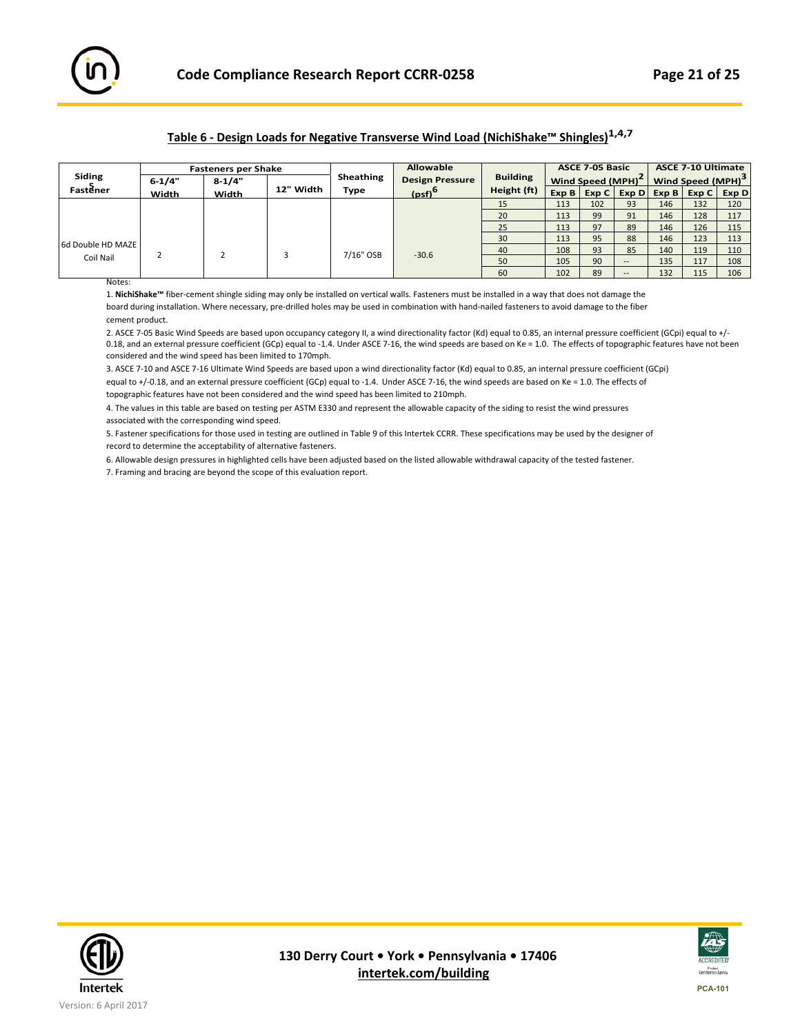## Table 6 - Design Loads for Negative Transverse Wind Load (NichiShake™ Shingles)[1,4,7]

| Siding Fastener[5] | Fasteners per Shake | | | Sheathing Type | Allowable Design Pressure (psf)[6] | Building Height (ft) | ASCE 7-05 Basic Wind Speed (MPH)[2] | | | ASCE 7-10 Ultimate Wind Speed (MPH)[3] | | |
|---|---|---|---|---|---|---|---|---|---|---|---|---|
| | 6-1/4" Width | 8-1/4" Width | 12" Width | | | | Exp B | Exp C | Exp D | Exp B | Exp C | Exp D |
| 6d Double HD MAZE Coil Nail | 2 | 2 | 3 | 7/16" OSB | -30.6 | 15 | 113 | 102 | 93 | 146 | 132 | 120 |
| | | | | | | 20 | 113 | 99 | 91 | 146 | 128 | 117 |
| | | | | | | 25 | 113 | 97 | 89 | 146 | 126 | 115 |
| | | | | | | 30 | 113 | 95 | 88 | 146 | 123 | 113 |
| | | | | | | 40 | 108 | 93 | 85 | 140 | 119 | 110 |
| | | | | | | 50 | 105 | 90 | -- | 135 | 117 | 108 |
| | | | | | | 60 | 102 | 89 | -- | 132 | 115 | 106 |

Notes:

1. **NichiShake™** fiber-cement shingle siding may only be installed on vertical walls. Fasteners must be installed in a way that does not damage the board during installation. Where necessary, pre-drilled holes may be used in combination with hand-nailed fasteners to avoid damage to the fiber cement product.
2. ASCE 7-05 Basic Wind Speeds are based upon occupancy category II, a wind directionality factor (Kd) equal to 0.85, an internal pressure coefficient (GCpi) equal to +/- 0.18, and an external pressure coefficient (GCp) equal to -1.4. Under ASCE 7-16, the wind speeds are based on Ke = 1.0. The effects of topographic features have not been considered and the wind speed has been limited to 170mph.
3. ASCE 7-10 and ASCE 7-16 Ultimate Wind Speeds are based upon a wind directionality factor (Kd) equal to 0.85, an internal pressure coefficient (GCpi) equal to +/-0.18, and an external pressure coefficient (GCp) equal to -1.4. Under ASCE 7-16, the wind speeds are based on Ke = 1.0. The effects of topographic features have not been considered and the wind speed has been limited to 210mph.
4. The values in this table are based on testing per ASTM E330 and represent the allowable capacity of the siding to resist the wind pressures associated with the corresponding wind speed.
5. Fastener specifications for those used in testing are outlined in Table 9 of this Intertek CCRR. These specifications may be used by the designer of record to determine the acceptability of alternative fasteners.
6. Allowable design pressures in highlighted cells have been adjusted based on the listed allowable withdrawal capacity of the tested fastener.
7. Framing and bracing are beyond the scope of this evaluation report.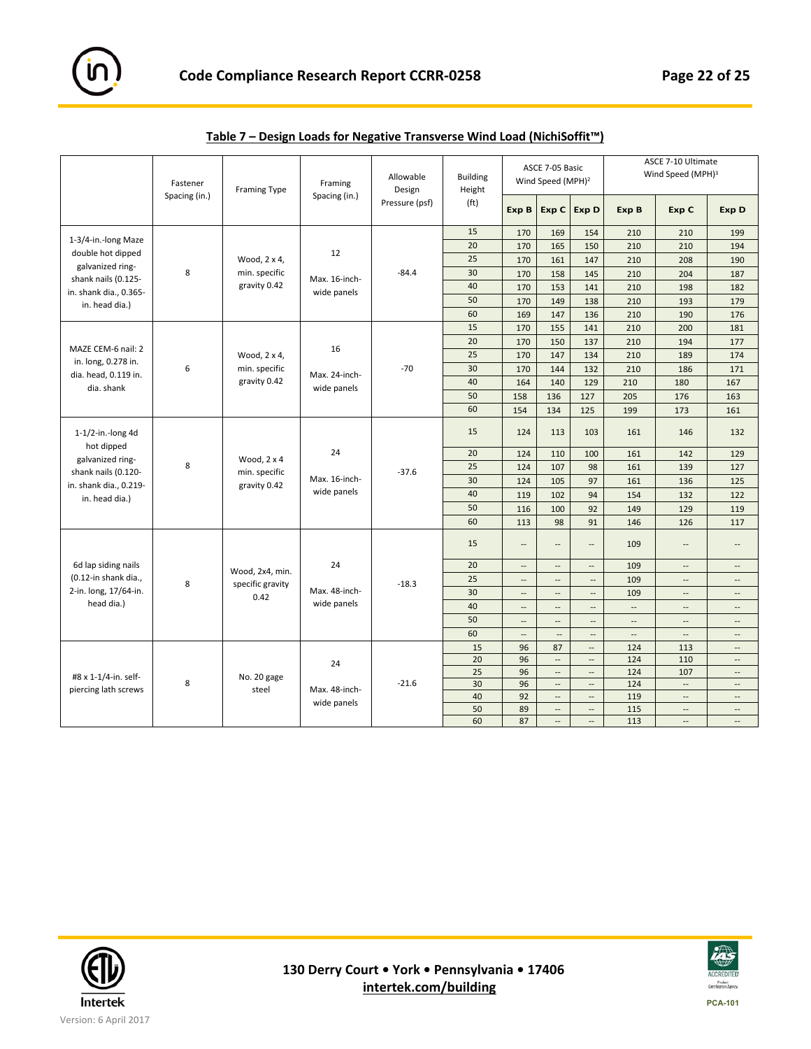## Table 7 – Design Loads for Negative Transverse Wind Load (NichiSoffit™)

| | Fastener Spacing (in.) | Framing Type | Framing Spacing (in.) | Allowable Design Pressure (psf) | Building Height (ft) | ASCE 7-05 Basic Wind Speed (MPH)[2] | | | ASCE 7-10 Ultimate Wind Speed (MPH)[3] | | |
|---|---|---|---|---|---|---|---|---|---|---|---|
| | | | | | | Exp B | Exp C | Exp D | Exp B | Exp C | Exp D |
| 1-3/4-in.-long Maze double hot dipped galvanized ring-shank nails (0.125-in. shank dia., 0.365-in. head dia.) | 8 | Wood, 2 x 4, min. specific gravity 0.42 | 12<br>Max. 16-inch-wide panels | -84.4 | 15 | 170 | 169 | 154 | 210 | 210 | 199 |
| | | | | | 20 | 170 | 165 | 150 | 210 | 210 | 194 |
| | | | | | 25 | 170 | 161 | 147 | 210 | 208 | 190 |
| | | | | | 30 | 170 | 158 | 145 | 210 | 204 | 187 |
| | | | | | 40 | 170 | 153 | 141 | 210 | 198 | 182 |
| | | | | | 50 | 170 | 149 | 138 | 210 | 193 | 179 |
| | | | | | 60 | 169 | 147 | 136 | 210 | 190 | 176 |
| MAZE CEM-6 nail: 2 in. long, 0.278 in. dia. head, 0.119 in. dia. shank | 6 | Wood, 2 x 4, min. specific gravity 0.42 | 16<br>Max. 24-inch-wide panels | -70 | 15 | 170 | 155 | 141 | 210 | 200 | 181 |
| | | | | | 20 | 170 | 150 | 137 | 210 | 194 | 177 |
| | | | | | 25 | 170 | 147 | 134 | 210 | 189 | 174 |
| | | | | | 30 | 170 | 144 | 132 | 210 | 186 | 171 |
| | | | | | 40 | 164 | 140 | 129 | 210 | 180 | 167 |
| | | | | | 50 | 158 | 136 | 127 | 205 | 176 | 163 |
| | | | | | 60 | 154 | 134 | 125 | 199 | 173 | 161 |
| 1-1/2-in.-long 4d hot dipped galvanized ring-shank nails (0.120-in. shank dia., 0.219-in. head dia.) | 8 | Wood, 2 x 4 min. specific gravity 0.42 | 24<br>Max. 16-inch-wide panels | -37.6 | 15 | 124 | 113 | 103 | 161 | 146 | 132 |
| | | | | | 20 | 124 | 110 | 100 | 161 | 142 | 129 |
| | | | | | 25 | 124 | 107 | 98 | 161 | 139 | 127 |
| | | | | | 30 | 124 | 105 | 97 | 161 | 136 | 125 |
| | | | | | 40 | 119 | 102 | 94 | 154 | 132 | 122 |
| | | | | | 50 | 116 | 100 | 92 | 149 | 129 | 119 |
| | | | | | 60 | 113 | 98 | 91 | 146 | 126 | 117 |
| 6d lap siding nails (0.12-in shank dia., 2-in. long, 17/64-in. head dia.) | 8 | Wood, 2x4, min. specific gravity 0.42 | 24<br>Max. 48-inch-wide panels | -18.3 | 15 | -- | -- | -- | 109 | -- | -- |
| | | | | | 20 | -- | -- | -- | 109 | -- | -- |
| | | | | | 25 | -- | -- | -- | 109 | -- | -- |
| | | | | | 30 | -- | -- | -- | 109 | -- | -- |
| | | | | | 40 | -- | -- | -- | -- | -- | -- |
| | | | | | 50 | -- | -- | -- | -- | -- | -- |
| | | | | | 60 | -- | -- | -- | -- | -- | -- |
| #8 x 1-1/4-in. self-piercing lath screws | 8 | No. 20 gage steel | 24<br>Max. 48-inch-wide panels | -21.6 | 15 | 96 | 87 | -- | 124 | 113 | -- |
| | | | | | 20 | 96 | -- | -- | 124 | 110 | -- |
| | | | | | 25 | 96 | -- | -- | 124 | 107 | -- |
| | | | | | 30 | 96 | -- | -- | 124 | -- | -- |
| | | | | | 40 | 92 | -- | -- | 119 | -- | -- |
| | | | | | 50 | 89 | -- | -- | 115 | -- | -- |
| | | | | | 60 | 87 | -- | -- | 113 | -- | -- |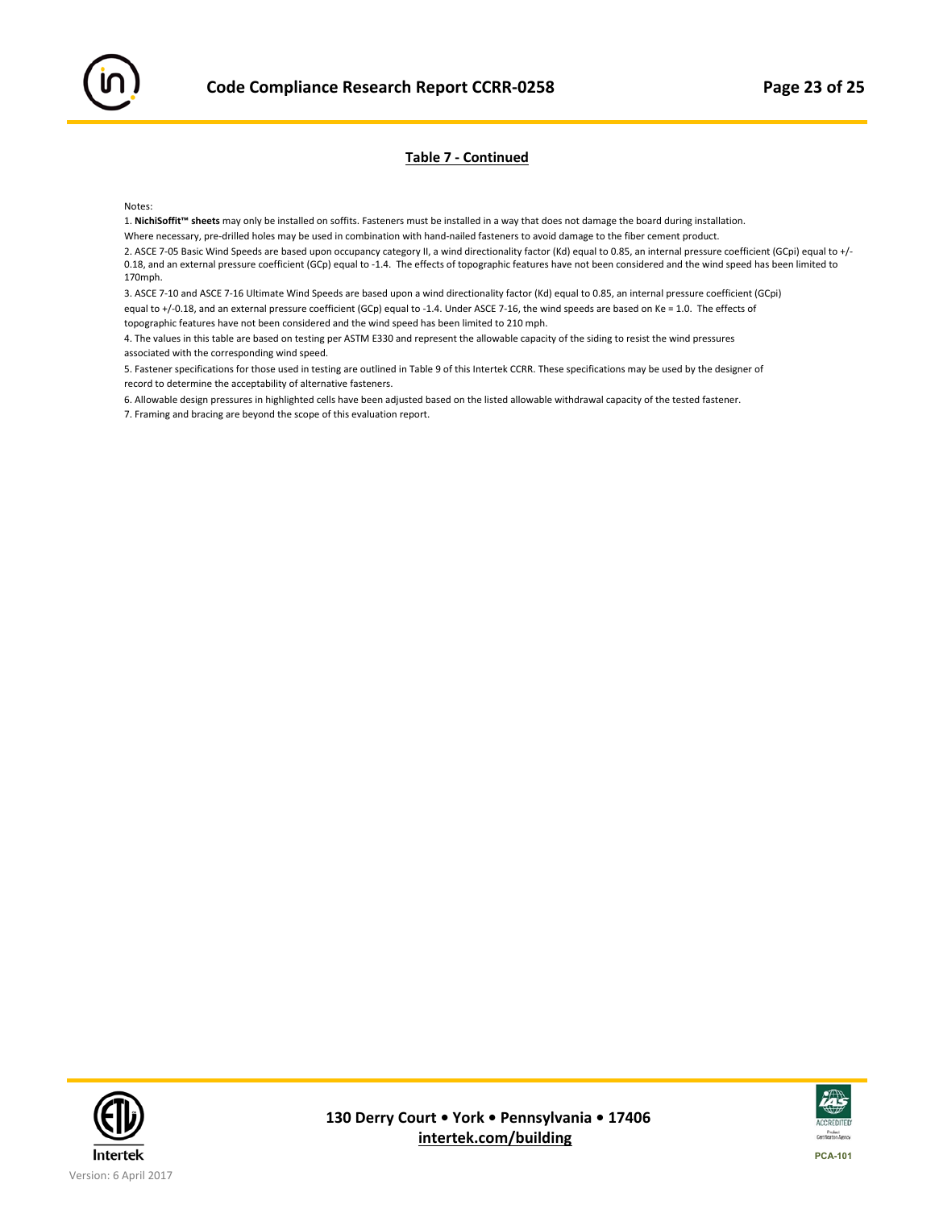## Table 7 - Continued

Notes:

1. **NichiSoffit™ sheets** may only be installed on soffits. Fasteners must be installed in a way that does not damage the board during installation.
Where necessary, pre-drilled holes may be used in combination with hand-nailed fasteners to avoid damage to the fiber cement product.
2. ASCE 7-05 Basic Wind Speeds are based upon occupancy category II, a wind directionality factor (Kd) equal to 0.85, an internal pressure coefficient (GCpi) equal to +/-0.18, and an external pressure coefficient (GCp) equal to -1.4. The effects of topographic features have not been considered and the wind speed has been limited to 170mph.
3. ASCE 7-10 and ASCE 7-16 Ultimate Wind Speeds are based upon a wind directionality factor (Kd) equal to 0.85, an internal pressure coefficient (GCpi) equal to +/-0.18, and an external pressure coefficient (GCp) equal to -1.4. Under ASCE 7-16, the wind speeds are based on Ke = 1.0. The effects of topographic features have not been considered and the wind speed has been limited to 210 mph.
4. The values in this table are based on testing per ASTM E330 and represent the allowable capacity of the siding to resist the wind pressures associated with the corresponding wind speed.
5. Fastener specifications for those used in testing are outlined in Table 9 of this Intertek CCRR. These specifications may be used by the designer of record to determine the acceptability of alternative fasteners.
6. Allowable design pressures in highlighted cells have been adjusted based on the listed allowable withdrawal capacity of the tested fastener.
7. Framing and bracing are beyond the scope of this evaluation report.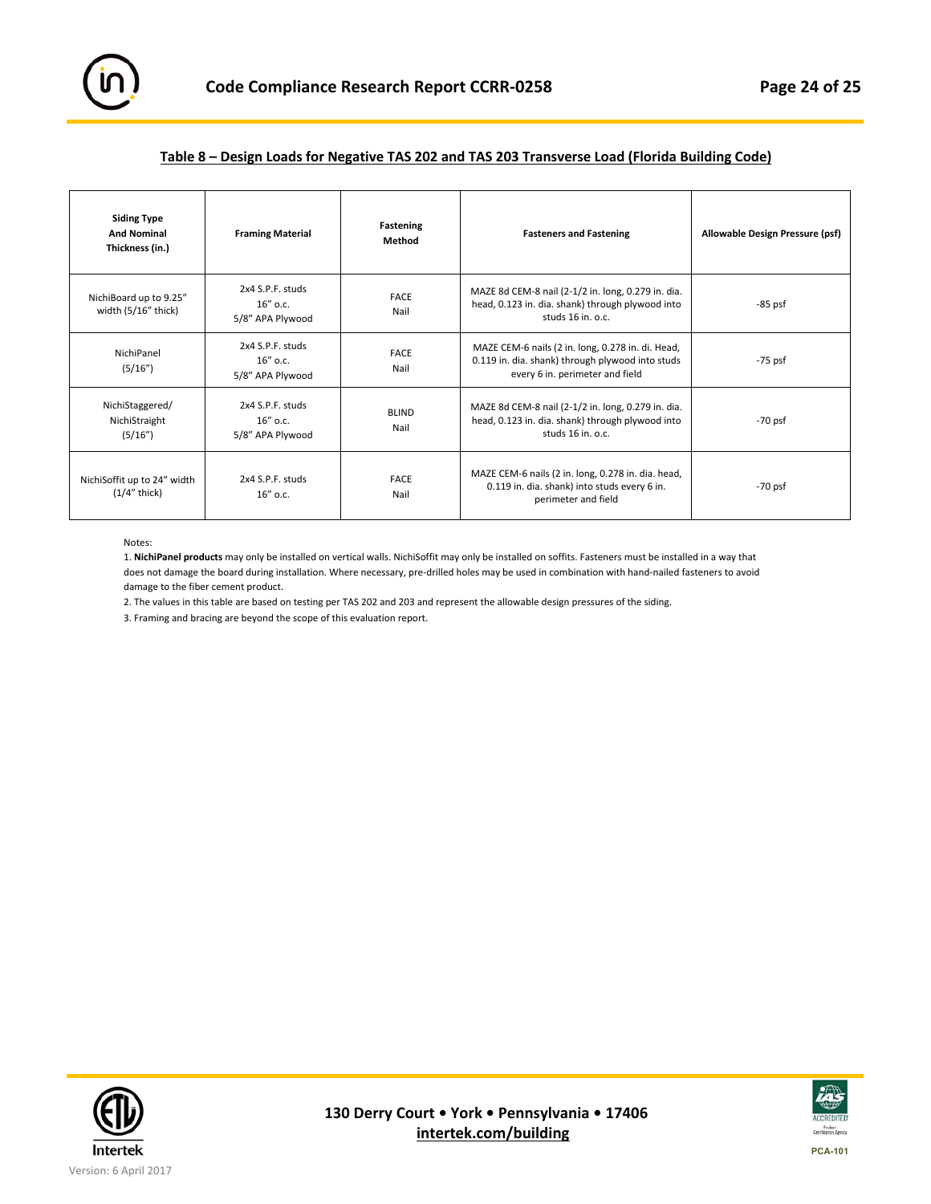## Table 8 – Design Loads for Negative TAS 202 and TAS 203 Transverse Load (Florida Building Code)

| Siding Type And Nominal Thickness (in.) | Framing Material | Fastening Method | Fasteners and Fastening | Allowable Design Pressure (psf) |
|---|---|---|---|---|
| NichiBoard up to 9.25" width (5/16" thick) | 2x4 S.P.F. studs 16" o.c. 5/8" APA Plywood | FACE Nail | MAZE 8d CEM-8 nail (2-1/2 in. long, 0.279 in. dia. head, 0.123 in. dia. shank) through plywood into studs 16 in. o.c. | -85 psf |
| NichiPanel (5/16") | 2x4 S.P.F. studs 16" o.c. 5/8" APA Plywood | FACE Nail | MAZE CEM-6 nails (2 in. long, 0.278 in. di. Head, 0.119 in. dia. shank) through plywood into studs every 6 in. perimeter and field | -75 psf |
| NichiStaggered/ NichiStraight (5/16") | 2x4 S.P.F. studs 16" o.c. 5/8" APA Plywood | BLIND Nail | MAZE 8d CEM-8 nail (2-1/2 in. long, 0.279 in. dia. head, 0.123 in. dia. shank) through plywood into studs 16 in. o.c. | -70 psf |
| NichiSoffit up to 24" width (1/4" thick) | 2x4 S.P.F. studs 16" o.c. | FACE Nail | MAZE CEM-6 nails (2 in. long, 0.278 in. dia. head, 0.119 in. dia. shank) into studs every 6 in. perimeter and field | -70 psf |

Notes:

1. **NichiPanel products** may only be installed on vertical walls. NichiSoffit may only be installed on soffits. Fasteners must be installed in a way that does not damage the board during installation. Where necessary, pre-drilled holes may be used in combination with hand-nailed fasteners to avoid damage to the fiber cement product.
2. The values in this table are based on testing per TAS 202 and 203 and represent the allowable design pressures of the siding.
3. Framing and bracing are beyond the scope of this evaluation report.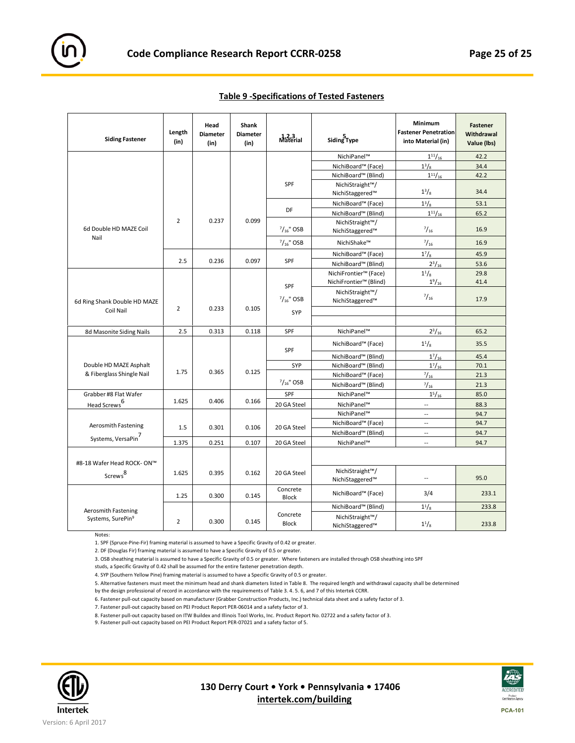## Table 9 -Specifications of Tested Fasteners

| Siding Fastener | Length (in) | Head Diameter (in) | Shank Diameter (in) | Material[1,2,3] | Siding Type[5] | Minimum Fastener Penetration into Material (in) | Fastener Withdrawal Value (lbs) |
|---|---|---|---|---|---|---|---|
| 6d Double HD MAZE Coil Nail | 2 | 0.237 | 0.099 | SPF | NichiPanel™ | $1^{11}/_{16}$ | 42.2 |
| | | | | | NichiBoard™ (Face) | $1^{3}/_{8}$ | 34.4 |
| | | | | | NichiBoard™ (Blind) | $1^{11}/_{16}$ | 42.2 |
| | | | | | NichiStraight™/ NichiStaggered™ | $1^{3}/_{8}$ | 34.4 |
| | | | | DF | NichiBoard™ (Face) | $1^{3}/_{8}$ | 53.1 |
| | | | | | NichiBoard™ (Blind) | $1^{11}/_{16}$ | 65.2 |
| | | | | $^{7}/_{16}$" OSB | NichiStraight™/ NichiStaggered™ | $^{7}/_{16}$ | 16.9 |
| | | | | $^{7}/_{16}$" OSB | NichiShake™ | $^{7}/_{16}$ | 16.9 |
| | 2.5 | 0.236 | 0.097 | SPF | NichiBoard™ (Face) | $1^{7}/_{8}$ | 45.9 |
| | | | | | NichiBoard™ (Blind) | $2^{3}/_{16}$ | 53.6 |
| 6d Ring Shank Double HD MAZE Coil Nail | 2 | 0.233 | 0.105 | SPF | NichiFrontier™ (Face) NichiFrontier™ (Blind) | $1^{1}/_{8}$ $1^{9}/_{16}$ | 29.8 41.4 |
| | | | | $^{7}/_{16}$" OSB | NichiStraight™/ NichiStaggered™ | $^{7}/_{16}$ | 17.9 |
| | | | | SYP | | | |
| 8d Masonite Siding Nails | 2.5 | 0.313 | 0.118 | SPF | NichiPanel™ | $2^{3}/_{16}$ | 65.2 |
| Double HD MAZE Asphalt & Fiberglass Shingle Nail | 1.75 | 0.365 | 0.125 | SPF | NichiBoard™ (Face) | $1^{1}/_{8}$ | 35.5 |
| | | | | | NichiBoard™ (Blind) | $1^{7}/_{16}$ | 45.4 |
| | | | | SYP | NichiBoard™ (Blind) | $1^{7}/_{16}$ | 70.1 |
| | | | | $^{7}/_{16}$" OSB | NichiBoard™ (Face) | $^{7}/_{16}$ | 21.3 |
| | | | | | NichiBoard™ (Blind) | $^{7}/_{16}$ | 21.3 |
| Grabber #8 Flat Wafer Head Screws[6] | 1.625 | 0.406 | 0.166 | SPF | NichiPanel™ | $1^{5}/_{16}$ | 85.0 |
| | | | | 20 GA Steel | NichiPanel™ | -- | 88.3 |
| Aerosmith Fastening Systems, VersaPin[7] | 1.5 | 0.301 | 0.106 | 20 GA Steel | NichiPanel™ | -- | 94.7 |
| | | | | | NichiBoard™ (Face) | -- | 94.7 |
| | | | | | NichiBoard™ (Blind) | -- | 94.7 |
| | 1.375 | 0.251 | 0.107 | 20 GA Steel | NichiPanel™ | -- | 94.7 |
| #8-18 Wafer Head ROCK- ON™ Screws[8] | 1.625 | 0.395 | 0.162 | 20 GA Steel | NichiStraight™/ NichiStaggered™ | -- | 95.0 |
| Aerosmith Fastening Systems, SurePin[9] | 1.25 | 0.300 | 0.145 | Concrete Block | NichiBoard™ (Face) | 3/4 | 233.1 |
| | 2 | 0.300 | 0.145 | Concrete Block | NichiBoard™ (Blind) | $1^{1}/_{8}$ | 233.8 |
| | | | | | NichiStraight™/ NichiStaggered™ | $1^{1}/_{8}$ | 233.8 |

Notes:

1. SPF (Spruce-Pine-Fir) framing material is assumed to have a Specific Gravity of 0.42 or greater.
2. DF (Douglas Fir) framing material is assumed to have a Specific Gravity of 0.5 or greater.
3. OSB sheathing material is assumed to have a Specific Gravity of 0.5 or greater. Where fasteners are installed through OSB sheathing into SPF studs, a Specific Gravity of 0.42 shall be assumed for the entire fastener penetration depth.
4. SYP (Southern Yellow Pine) framing material is assumed to have a Specific Gravity of 0.5 or greater.
5. Alternative fasteners must meet the minimum head and shank diameters listed in Table 8. The required length and withdrawal capacity shall be determined by the design professional of record in accordance with the requirements of Table 3. 4. 5. 6, and 7 of this Intertek CCRR.
6. Fastener pull-out capacity based on manufacturer (Grabber Construction Products, Inc.) technical data sheet and a safety factor of 3.
7. Fastener pull-out capacity based on PEI Product Report PER-06014 and a safety factor of 3.
8. Fastener pull-out capacity based on ITW Buildex and Illinois Tool Works, Inc. Product Report No. 02722 and a safety factor of 3.
9. Fastener pull-out capacity based on PEI Product Report PER-07021 and a safety factor of 5.